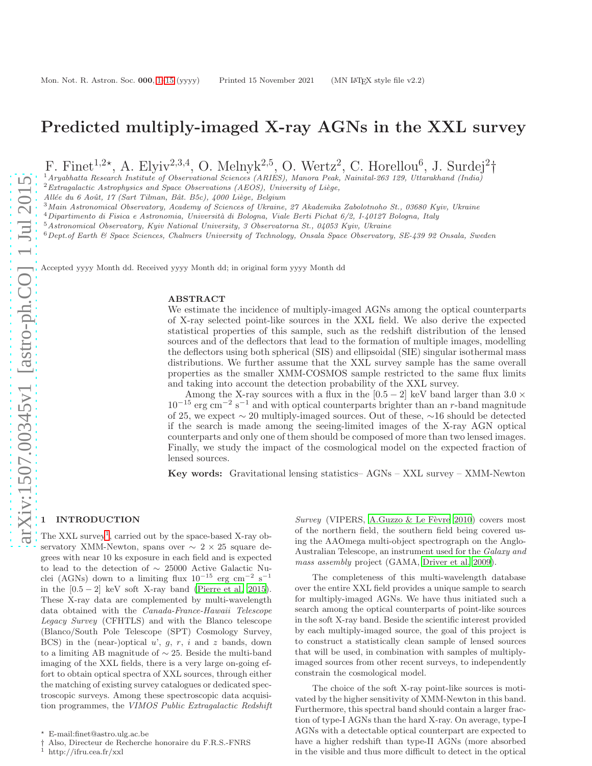# Predicted multiply-imaged X-ray AGNs in the XXL survey

F. Finet[1,2⋆], A. Elyiv[2,3,4], O. Melnyk[2,5], O. Wertz[2], C. Horellou[6], J. Surdej[2]†

[1] *Aryabhatta Research Institute of Observational Sciences (ARIES), Manora Peak, Nainital-263 129, Uttarakhand (India)*
[2] *Extragalactic Astrophysics and Space Observations (AEOS), University of Liège, Allée du 6 Août, 17 (Sart Tilman, Bât. B5c), 4000 Liège, Belgium*
[3] *Main Astronomical Observatory, Academy of Sciences of Ukraine, 27 Akademika Zabolotnoho St., 03680 Kyiv, Ukraine*
[4] *Dipartimento di Fisica e Astronomia, Università di Bologna, Viale Berti Pichat 6/2, I-40127 Bologna, Italy*
[5] *Astronomical Observatory, Kyiv National University, 3 Observatorna St., 04053 Kyiv, Ukraine*
[6] *Dept.of Earth & Space Sciences, Chalmers University of Technology, Onsala Space Observatory, SE-439 92 Onsala, Sweden*

Accepted yyyy Month dd. Received yyyy Month dd; in original form yyyy Month dd

## ABSTRACT

We estimate the incidence of multiply-imaged AGNs among the optical counterparts of X-ray selected point-like sources in the XXL field. We also derive the expected statistical properties of this sample, such as the redshift distribution of the lensed sources and of the deflectors that lead to the formation of multiple images, modelling the deflectors using both spherical (SIS) and ellipsoidal (SIE) singular isothermal mass distributions. We further assume that the XXL survey sample has the same overall properties as the smaller XMM-COSMOS sample restricted to the same flux limits and taking into account the detection probability of the XXL survey.

Among the X-ray sources with a flux in the $[0.5-2]$ keV band larger than $3.0 \times 10^{-15}$ erg cm$^{-2}$ s$^{-1}$ and with optical counterparts brighter than an $r$-band magnitude of 25, we expect $\sim 20$ multiply-imaged sources. Out of these, $\sim$16 should be detected if the search is made among the seeing-limited images of the X-ray AGN optical counterparts and only one of them should be composed of more than two lensed images. Finally, we study the impact of the cosmological model on the expected fraction of lensed sources.

**Key words:** Gravitational lensing statistics– AGNs – XXL survey – XMM-Newton

## 1 INTRODUCTION

The XXL survey[1], carried out by the space-based X-ray observatory XMM-Newton, spans over $\sim 2 \times 25$ square degrees with near 10 ks exposure in each field and is expected to lead to the detection of $\sim$ 25000 Active Galactic Nuclei (AGNs) down to a limiting flux $10^{-15}$ erg cm$^{-2}$ s$^{-1}$ in the $[0.5-2]$ keV soft X-ray band (Pierre et al. 2015). These X-ray data are complemented by multi-wavelength data obtained with the *Canada-France-Hawaii Telescope Legacy Survey* (CFHTLS) and with the Blanco telescope (Blanco/South Pole Telescope (SPT) Cosmology Survey, BCS) in the (near-)optical $u$', $g$, $r$, $i$ and $z$ bands, down to a limiting AB magnitude of $\sim 25$. Beside the multi-band imaging of the XXL fields, there is a very large on-going effort to obtain optical spectra of XXL sources, through either the matching of existing survey catalogues or dedicated spectroscopic surveys. Among these spectroscopic data acquisition programmes, the *VIMOS Public Extragalactic Redshift Survey* (VIPERS, A.Guzzo & Le Fèvre 2010) covers most of the northern field, the southern field being covered using the AAOmega multi-object spectrograph on the Anglo-Australian Telescope, an instrument used for the *Galaxy and mass assembly* project (GAMA, Driver et al. 2009).

The completeness of this multi-wavelength database over the entire XXL field provides a unique sample to search for multiply-imaged AGNs. We have thus initiated such a search among the optical counterparts of point-like sources in the soft X-ray band. Beside the scientific interest provided by each multiply-imaged source, the goal of this project is to construct a statistically clean sample of lensed sources that will be used, in combination with samples of multiply-imaged sources from other recent surveys, to independently constrain the cosmological model.

The choice of the soft X-ray point-like sources is motivated by the higher sensitivity of XMM-Newton in this band. Furthermore, this spectral band should contain a larger fraction of type-I AGNs than the hard X-ray. On average, type-I AGNs with a detectable optical counterpart are expected to have a higher redshift than type-II AGNs (more absorbed in the visible and thus more difficult to detect in the optical

⋆ E-mail:finet@astro.ulg.ac.be
† Also, Directeur de Recherche honoraire du F.R.S.-FNRS
[1] http://ifru.cea.fr/xxl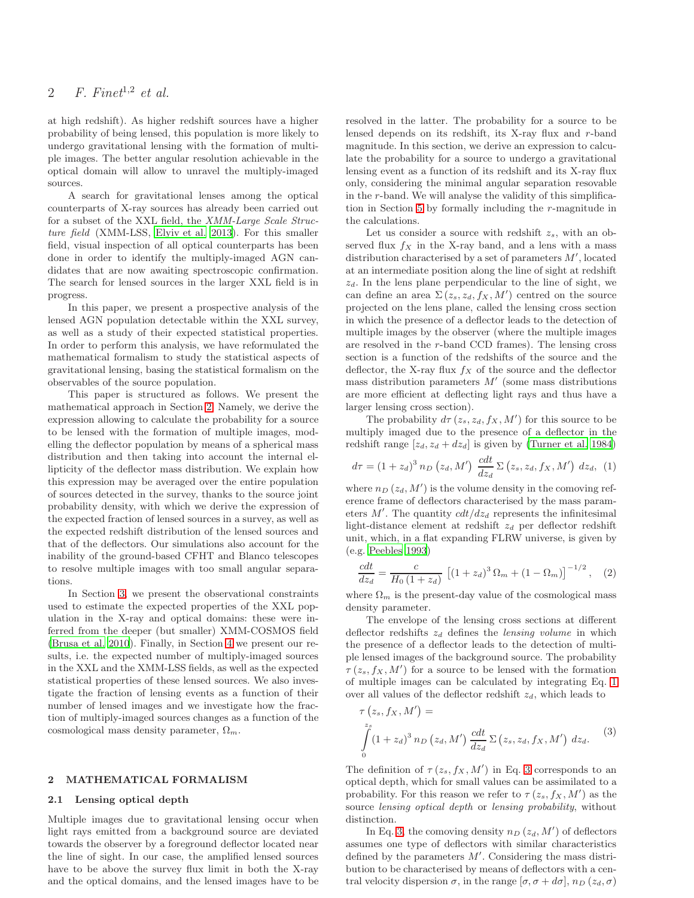at high redshift). As higher redshift sources have a higher probability of being lensed, this population is more likely to undergo gravitational lensing with the formation of multiple images. The better angular resolution achievable in the optical domain will allow to unravel the multiply-imaged sources.

A search for gravitational lenses among the optical counterparts of X-ray sources has already been carried out for a subset of the XXL field, the *XMM-Large Scale Structure field* (XMM-LSS, Elyiv et al. 2013). For this smaller field, visual inspection of all optical counterparts has been done in order to identify the multiply-imaged AGN candidates that are now awaiting spectroscopic confirmation. The search for lensed sources in the larger XXL field is in progress.

In this paper, we present a prospective analysis of the lensed AGN population detectable within the XXL survey, as well as a study of their expected statistical properties. In order to perform this analysis, we have reformulated the mathematical formalism to study the statistical aspects of gravitational lensing, basing the statistical formalism on the observables of the source population.

This paper is structured as follows. We present the mathematical approach in Section 2. Namely, we derive the expression allowing to calculate the probability for a source to be lensed with the formation of multiple images, modelling the deflector population by means of a spherical mass distribution and then taking into account the internal ellipticity of the deflector mass distribution. We explain how this expression may be averaged over the entire population of sources detected in the survey, thanks to the source joint probability density, with which we derive the expression of the expected fraction of lensed sources in a survey, as well as the expected redshift distribution of the lensed sources and that of the deflectors. Our simulations also account for the inability of the ground-based CFHT and Blanco telescopes to resolve multiple images with too small angular separations.

In Section 3, we present the observational constraints used to estimate the expected properties of the XXL population in the X-ray and optical domains: these were inferred from the deeper (but smaller) XMM-COSMOS field (Brusa et al. 2010). Finally, in Section 4 we present our results, i.e. the expected number of multiply-imaged sources in the XXL and the XMM-LSS fields, as well as the expected statistical properties of these lensed sources. We also investigate the fraction of lensing events as a function of their number of lensed images and we investigate how the fraction of multiply-imaged sources changes as a function of the cosmological mass density parameter, $\Omega_m$.

## 2 MATHEMATICAL FORMALISM

### 2.1 Lensing optical depth

Multiple images due to gravitational lensing occur when light rays emitted from a background source are deviated towards the observer by a foreground deflector located near the line of sight. In our case, the amplified lensed sources have to be above the survey flux limit in both the X-ray and the optical domains, and the lensed images have to be resolved in the latter. The probability for a source to be lensed depends on its redshift, its X-ray flux and $r$-band magnitude. In this section, we derive an expression to calculate the probability for a source to undergo a gravitational lensing event as a function of its redshift and its X-ray flux only, considering the minimal angular separation resovable in the $r$-band. We will analyse the validity of this simplification in Section 5 by formally including the $r$-magnitude in the calculations.

Let us consider a source with redshift $z_s$, with an observed flux $f_X$ in the X-ray band, and a lens with a mass distribution characterised by a set of parameters $M'$, located at an intermediate position along the line of sight at redshift $z_d$. In the lens plane perpendicular to the line of sight, we can define an area $\Sigma\left(z_s, z_d, f_X, M'\right)$ centred on the source projected on the lens plane, called the lensing cross section in which the presence of a deflector leads to the detection of multiple images by the observer (where the multiple images are resolved in the $r$-band CCD frames). The lensing cross section is a function of the redshifts of the source and the deflector, the X-ray flux $f_X$ of the source and the deflector mass distribution parameters $M'$ (some mass distributions are more efficient at deflecting light rays and thus have a larger lensing cross section).

The probability $d\tau\left(z_s, z_d, f_X, M'\right)$ for this source to be multiply imaged due to the presence of a deflector in the redshift range $[z_d, z_d + dz_d]$ is given by (Turner et al. 1984)

$$d\tau = \left(1 + z_d\right)^3 n_D\left(z_d, M'\right)\ \frac{cdt}{dz_d}\,\Sigma\left(z_s, z_d, f_X, M'\right)\ dz_d, \quad (1)$$

where $n_D\left(z_d, M'\right)$ is the volume density in the comoving reference frame of deflectors characterised by the mass parameters $M'$. The quantity $cdt/dz_d$ represents the infinitesimal light-distance element at redshift $z_d$ per deflector redshift unit, which, in a flat expanding FLRW universe, is given by (e.g. Peebles 1993)

$$\frac{cdt}{dz_d} = \frac{c}{H_0\left(1 + z_d\right)}\ \left[\left(1 + z_d\right)^3 \Omega_m + \left(1 - \Omega_m\right)\right]^{-1/2}, \quad (2)$$

where $\Omega_m$ is the present-day value of the cosmological mass density parameter.

The envelope of the lensing cross sections at different deflector redshifts $z_d$ defines the *lensing volume* in which the presence of a deflector leads to the detection of multiple lensed images of the background source. The probability $\tau\left(z_s, f_X, M'\right)$ for a source to be lensed with the formation of multiple images can be calculated by integrating Eq. 1 over all values of the deflector redshift $z_d$, which leads to

$$\tau\left(z_s, f_X, M'\right) = \int_0^{z_s} \left(1 + z_d\right)^3 n_D\left(z_d, M'\right)\ \frac{cdt}{dz_d}\,\Sigma\left(z_s, z_d, f_X, M'\right)\ dz_d. \quad (3)$$

The definition of $\tau\left(z_s, f_X, M'\right)$ in Eq. 3 corresponds to an optical depth, which for small values can be assimilated to a probability. For this reason we refer to $\tau\left(z_s, f_X, M'\right)$ as the source *lensing optical depth* or *lensing probability*, without distinction.

In Eq. 3, the comoving density $n_D\left(z_d, M'\right)$ of deflectors assumes one type of deflectors with similar characteristics defined by the parameters $M'$. Considering the mass distribution to be characterised by means of deflectors with a central velocity dispersion $\sigma$, in the range $[\sigma, \sigma + d\sigma]$, $n_D\left(z_d, \sigma\right)$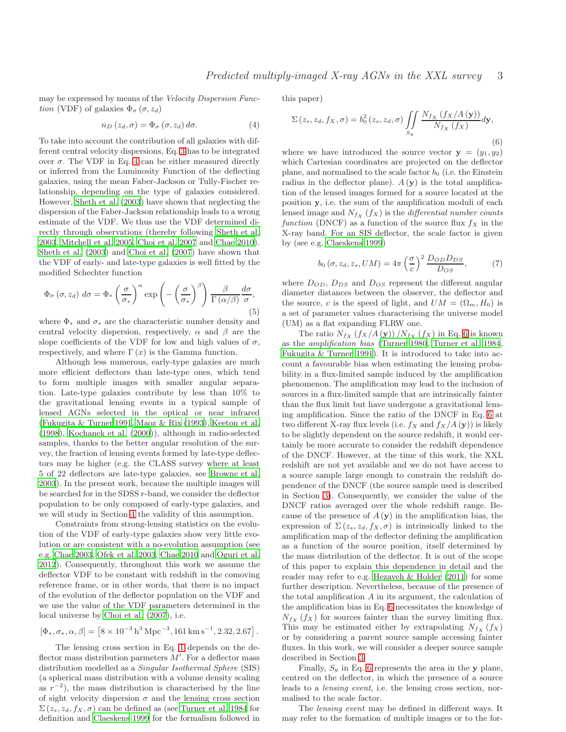may be expressed by means of the *Velocity Dispersion Function* (VDF) of galaxies $\Phi_\sigma(\sigma, z_d)$

$$n_D(z_d, \sigma) = \Phi_\sigma(\sigma, z_d)\, d\sigma. \tag{4}$$

To take into account the contribution of all galaxies with different central velocity dispersions, Eq. 3 has to be integrated over $\sigma$. The VDF in Eq. 4 can be either measured directly or inferred from the Luminosity Function of the deflecting galaxies, using the mean Faber-Jackson or Tully-Fischer relationship, depending on the type of galaxies considered. However, Sheth et al. (2003) have shown that neglecting the dispersion of the Faber-Jackson relationship leads to a wrong estimate of the VDF. We thus use the VDF determined directly through observations (thereby following Sheth et al. 2003, Mitchell et al. 2005, Choi et al. 2007 and Chae 2010). Sheth et al. (2003) and Choi et al. (2007) have shown that the VDF of early- and late-type galaxies is well fitted by the modified Schechter function

$$\Phi_\sigma(\sigma, z_d)\, d\sigma = \Phi_* \left(\frac{\sigma}{\sigma_*}\right)^\alpha \exp\left(-\left(\frac{\sigma}{\sigma_*}\right)^\beta\right) \frac{\beta}{\Gamma(\alpha/\beta)} \frac{d\sigma}{\sigma}, \tag{5}$$

where $\Phi_*$ and $\sigma_*$ are the characteristic number density and central velocity dispersion, respectively, $\alpha$ and $\beta$ are the slope coefficients of the VDF for low and high values of $\sigma$, respectively, and where $\Gamma(x)$ is the Gamma function.

Although less numerous, early-type galaxies are much more efficient deflectors than late-type ones, which tend to form multiple images with smaller angular separation. Late-type galaxies contribute by less than 10% to the gravitational lensing events in a typical sample of lensed AGNs selected in the optical or near infrared (Fukugita & Turner 1991, Maoz & Rix (1993), Keeton et al. (1998), Kochanek et al. (2000)), although in radio-selected samples, thanks to the better angular resolution of the survey, the fraction of lensing events formed by late-type deflectors may be higher (e.g. the CLASS survey where at least 5 of 22 deflectors are late-type galaxies, see Browne et al. 2003). In the present work, because the multiple images will be searched for in the SDSS $r$-band, we consider the deflector population to be only composed of early-type galaxies, and we will study in Section 4 the validity of this assumption.

Constraints from strong-lensing statistics on the evolution of the VDF of early-type galaxies show very little evolution or are consistent with a no-evolution assumption (see e.g. Chae 2003, Ofek et al. 2003, Chae 2010 and Oguri et al. 2012). Consequently, throughout this work we assume the deflector VDF to be constant with redshift in the comoving reference frame, or in other words, that there is no impact of the evolution of the deflector population on the VDF and we use the value of the VDF parameters determined in the local universe by Choi et al. (2007), i.e.

$$[\Phi_*, \sigma_*, \alpha, \beta] = \left[8\times10^{-3}\,\mathrm{h^3\,Mpc^{-3}}, 161\,\mathrm{km\,s^{-1}}, 2.32, 2.67\right].$$

The lensing cross section in Eq. 1 depends on the deflector mass distribution parameters $M'$. For a deflector mass distribution modelled as a *Singular Isothermal Sphere* (SIS) (a spherical mass distribution with a volume density scaling as $r^{-2}$), the mass distribution is characterised by the line of sight velocity dispersion $\sigma$ and the lensing cross section $\Sigma(z_s, z_d, f_X, \sigma)$ can be defined as (see Turner et al. 1984 for definition and Claeskens 1999 for the formalism followed in this paper)

$$\Sigma(z_s, z_d, f_X, \sigma) = b_0^2(z_s, z_d, \sigma) \iint\limits_{S_y} \frac{N_{f_X}(f_X/A(\mathbf{y}))}{N_{f_X}(f_X)} d\mathbf{y}, \tag{6}$$

where we have introduced the source vector $\mathbf{y} = (y_1, y_2)$ which Cartesian coordinates are projected on the deflector plane, and normalised to the scale factor $b_0$ (i.e. the Einstein radius in the deflector plane). $A(\mathbf{y})$ is the total amplification of the lensed images formed for a source located at the position $\mathbf{y}$, i.e. the sum of the amplification moduli of each lensed image and $N_{f_X}(f_X)$ is the *differential number counts function* (DNCF) as a function of the source flux $f_X$ in the X-ray band. For an SIS deflector, the scale factor is given by (see e.g. Claeskens 1999)

$$b_0(\sigma, z_d, z_s, UM) = 4\pi\left(\frac{\sigma}{c}\right)^2 \frac{D_{OD} D_{DS}}{D_{OS}}, \tag{7}$$

where $D_{OD}$, $D_{DS}$ and $D_{OS}$ represent the different angular diameter distances between the observer, the deflector and the source, $c$ is the speed of light, and $UM = (\Omega_m, H_0)$ is a set of parameter values characterising the universe model (UM) as a flat expanding FLRW one.

The ratio $N_{f_X}(f_X/A(\mathbf{y}))/N_{f_X}(f_X)$ in Eq. 6 is known as the *amplification bias* (Turner 1980, Turner et al. 1984, Fukugita & Turner 1991). It is introduced to take into account a favourable bias when estimating the lensing probability in a flux-limited sample induced by the amplification phenomenon. The amplification may lead to the inclusion of sources in a flux-limited sample that are intrinsically fainter than the flux limit but have undergone a gravitational lensing amplification. Since the ratio of the DNCF in Eq. 6 at two different X-ray flux levels (i.e. $f_X$ and $f_X/A(\mathbf{y})$) is likely to be slightly dependent on the source redshift, it would certainly be more accurate to consider the redshift dependence of the DNCF. However, at the time of this work, the XXL redshift are not yet available and we do not have access to a source sample large enough to constrain the redshift dependence of the DNCF (the source sample used is described in Section 3). Consequently, we consider the value of the DNCF ratios averaged over the whole redshift range. Because of the presence of $A(\mathbf{y})$ in the amplification bias, the expression of $\Sigma(z_s, z_d, f_X, \sigma)$ is intrinsically linked to the amplification map of the deflector defining the amplification as a function of the source position, itself determined by the mass distribution of the deflector. It is out of the scope of this paper to explain this dependence in detail and the reader may refer to e.g. Hezaveh & Holder (2011) for some further description. Nevertheless, because of the presence of the total amplification $A$ in its argument, the calculation of the amplification bias in Eq. 6 necessitates the knowledge of $N_{f_X}(f_X)$ for sources fainter than the survey limiting flux. This may be estimated either by extrapolating $N_{f_X}(f_X)$ or by considering a parent source sample accessing fainter fluxes. In this work, we will consider a deeper source sample described in Section 3.

Finally, $S_y$ in Eq. 6 represents the area in the $\mathbf{y}$ plane, centred on the deflector, in which the presence of a source leads to a *lensing event*, i.e. the lensing cross section, normalised to the scale factor.

The *lensing event* may be defined in different ways. It may refer to the formation of multiple images or to the for-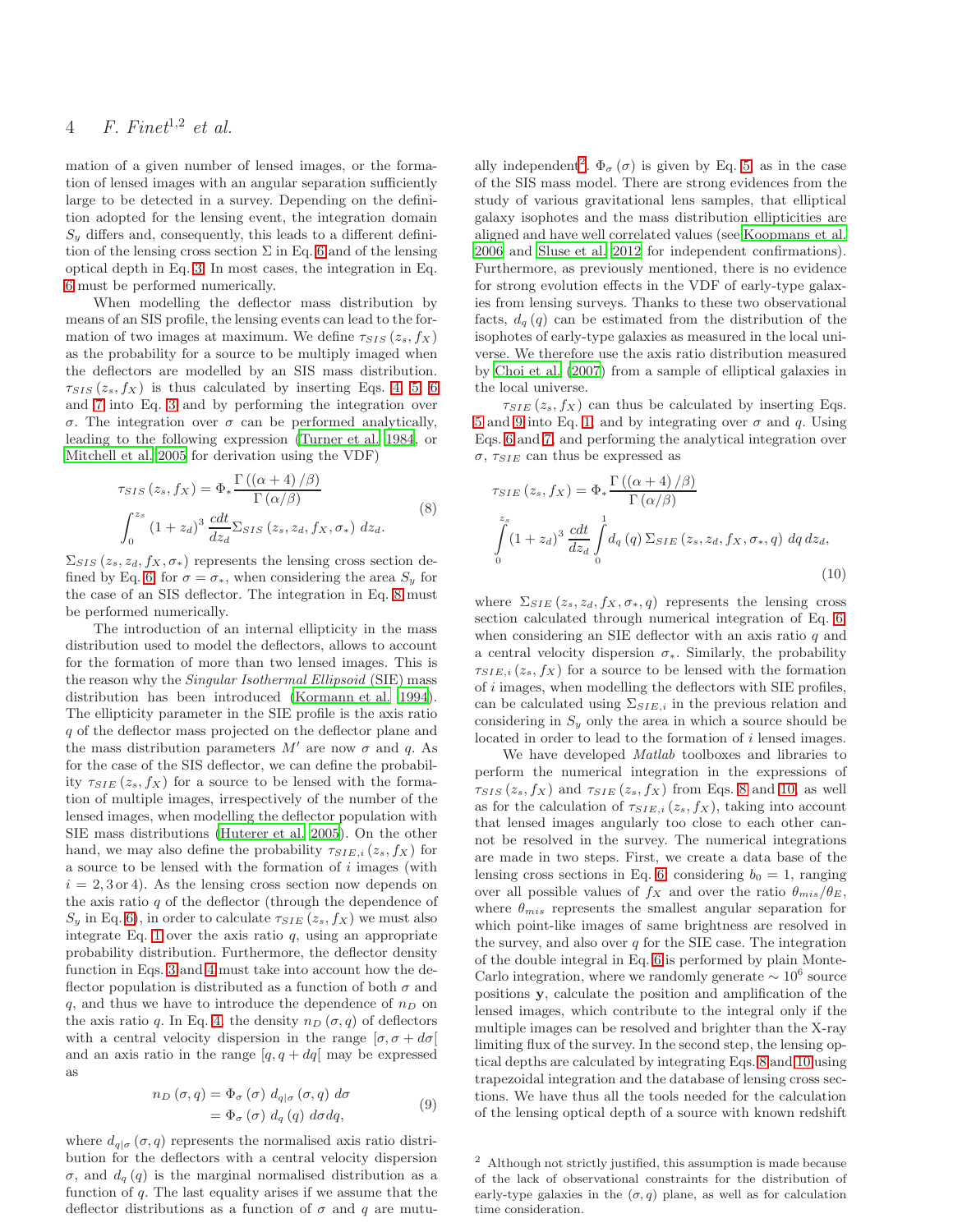mation of a given number of lensed images, or the formation of lensed images with an angular separation sufficiently large to be detected in a survey. Depending on the definition adopted for the lensing event, the integration domain $S_y$ differs and, consequently, this leads to a different definition of the lensing cross section $\Sigma$ in Eq. 6 and of the lensing optical depth in Eq. 3. In most cases, the integration in Eq. 6 must be performed numerically.

When modelling the deflector mass distribution by means of an SIS profile, the lensing events can lead to the formation of two images at maximum. We define $\tau_{SIS}(z_s, f_X)$ as the probability for a source to be multiply imaged when the deflectors are modelled by an SIS mass distribution. $\tau_{SIS}(z_s, f_X)$ is thus calculated by inserting Eqs. 4, 5, 6 and 7 into Eq. 3 and by performing the integration over $\sigma$. The integration over $\sigma$ can be performed analytically, leading to the following expression (Turner et al. 1984, or Mitchell et al. 2005 for derivation using the VDF)

$$\tau_{SIS}(z_s, f_X) = \Phi_* \frac{\Gamma\left((\alpha+4)/\beta\right)}{\Gamma\left(\alpha/\beta\right)} \int_0^{z_s} (1+z_d)^3 \frac{cdt}{dz_d} \Sigma_{SIS}(z_s, z_d, f_X, \sigma_*)\, dz_d. \tag{8}$$

$\Sigma_{SIS}(z_s, z_d, f_X, \sigma_*)$ represents the lensing cross section defined by Eq. 6, for $\sigma = \sigma_*$, when considering the area $S_y$ for the case of an SIS deflector. The integration in Eq. 8 must be performed numerically.

The introduction of an internal ellipticity in the mass distribution used to model the deflectors, allows to account for the formation of more than two lensed images. This is the reason why the *Singular Isothermal Ellipsoid* (SIE) mass distribution has been introduced (Kormann et al. 1994). The ellipticity parameter in the SIE profile is the axis ratio $q$ of the deflector mass projected on the deflector plane and the mass distribution parameters $M'$ are now $\sigma$ and $q$. As for the case of the SIS deflector, we can define the probability $\tau_{SIE}(z_s, f_X)$ for a source to be lensed with the formation of multiple images, irrespectively of the number of the lensed images, when modelling the deflector population with SIE mass distributions (Huterer et al. 2005). On the other hand, we may also define the probability $\tau_{SIE,i}(z_s, f_X)$ for a source to be lensed with the formation of $i$ images (with $i = 2, 3$ or $4$). As the lensing cross section now depends on the axis ratio $q$ of the deflector (through the dependence of $S_y$ in Eq. 6), in order to calculate $\tau_{SIE}(z_s, f_X)$ we must also integrate Eq. 1 over the axis ratio $q$, using an appropriate probability distribution. Furthermore, the deflector density function in Eqs. 3 and 4 must take into account how the deflector population is distributed as a function of both $\sigma$ and $q$, and thus we have to introduce the dependence of $n_D$ on the axis ratio $q$. In Eq. 4, the density $n_D(\sigma, q)$ of deflectors with a central velocity dispersion in the range $[\sigma, \sigma + d\sigma[$ and an axis ratio in the range $[q, q + dq[$ may be expressed as

$$\begin{aligned} n_D(\sigma, q) &= \Phi_\sigma(\sigma)\, d_{q|\sigma}(\sigma, q)\, d\sigma \\ &= \Phi_\sigma(\sigma)\, d_q(q)\, d\sigma dq, \end{aligned} \tag{9}$$

where $d_{q|\sigma}(\sigma, q)$ represents the normalised axis ratio distribution for the deflectors with a central velocity dispersion $\sigma$, and $d_q(q)$ is the marginal normalised distribution as a function of $q$. The last equality arises if we assume that the deflector distributions as a function of $\sigma$ and $q$ are mutually independent[2]. $\Phi_\sigma(\sigma)$ is given by Eq. 5, as in the case of the SIS mass model. There are strong evidences from the study of various gravitational lens samples, that elliptical galaxy isophotes and the mass distribution ellipticities are aligned and have well correlated values (see Koopmans et al. 2006 and Sluse et al. 2012 for independent confirmations). Furthermore, as previously mentioned, there is no evidence for strong evolution effects in the VDF of early-type galaxies from lensing surveys. Thanks to these two observational facts, $d_q(q)$ can be estimated from the distribution of the isophotes of early-type galaxies as measured in the local universe. We therefore use the axis ratio distribution measured by Choi et al. (2007) from a sample of elliptical galaxies in the local universe.

$\tau_{SIE}(z_s, f_X)$ can thus be calculated by inserting Eqs. 5 and 9 into Eq. 1, and by integrating over $\sigma$ and $q$. Using Eqs. 6 and 7, and performing the analytical integration over $\sigma$, $\tau_{SIE}$ can thus be expressed as

$$\tau_{SIE}(z_s, f_X) = \Phi_* \frac{\Gamma\left((\alpha+4)/\beta\right)}{\Gamma\left(\alpha/\beta\right)} \int_0^{z_s} (1+z_d)^3 \frac{cdt}{dz_d} \int_0^1 d_q(q)\, \Sigma_{SIE}(z_s, z_d, f_X, \sigma_*, q)\, dq\, dz_d, \tag{10}$$

where $\Sigma_{SIE}(z_s, z_d, f_X, \sigma_*, q)$ represents the lensing cross section calculated through numerical integration of Eq. 6, when considering an SIE deflector with an axis ratio $q$ and a central velocity dispersion $\sigma_*$. Similarly, the probability $\tau_{SIE,i}(z_s, f_X)$ for a source to be lensed with the formation of $i$ images, when modelling the deflectors with SIE profiles, can be calculated using $\Sigma_{SIE,i}$ in the previous relation and considering in $S_y$ only the area in which a source should be located in order to lead to the formation of $i$ lensed images.

We have developed *Matlab* toolboxes and libraries to perform the numerical integration in the expressions of $\tau_{SIS}(z_s, f_X)$ and $\tau_{SIE}(z_s, f_X)$ from Eqs. 8 and 10, as well as for the calculation of $\tau_{SIE,i}(z_s, f_X)$, taking into account that lensed images angularly too close to each other cannot be resolved in the survey. The numerical integrations are made in two steps. First, we create a data base of the lensing cross sections in Eq. 6, considering $b_0 = 1$, ranging over all possible values of $f_X$ and over the ratio $\theta_{mis}/\theta_E$, where $\theta_{mis}$ represents the smallest angular separation for which point-like images of same brightness are resolved in the survey, and also over $q$ for the SIE case. The integration of the double integral in Eq. 6 is performed by plain Monte-Carlo integration, where we randomly generate $\sim 10^6$ source positions $\mathbf{y}$, calculate the position and amplification of the lensed images, which contribute to the integral only if the multiple images can be resolved and brighter than the X-ray limiting flux of the survey. In the second step, the lensing optical depths are calculated by integrating Eqs. 8 and 10 using trapezoidal integration and the database of lensing cross sections. We have thus all the tools needed for the calculation of the lensing optical depth of a source with known redshift

[2] Although not strictly justified, this assumption is made because of the lack of observational constraints for the distribution of early-type galaxies in the $(\sigma, q)$ plane, as well as for calculation time consideration.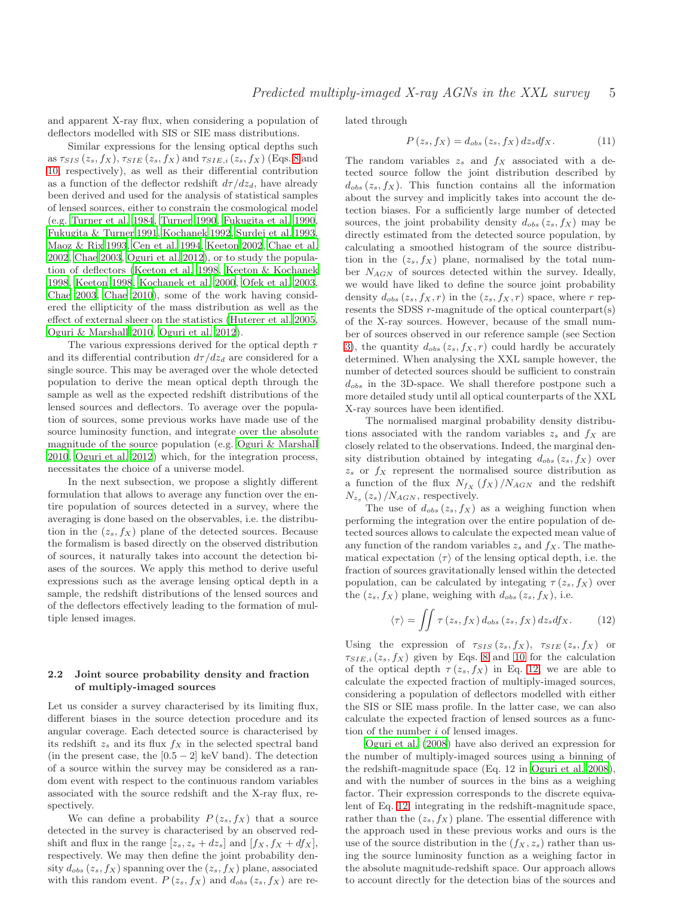and apparent X-ray flux, when considering a population of deflectors modelled with SIS or SIE mass distributions.

Similar expressions for the lensing optical depths such as $\tau_{SIS}(z_s, f_X)$, $\tau_{SIE}(z_s, f_X)$ and $\tau_{SIE,i}(z_s, f_X)$ (Eqs. 8 and 10, respectively), as well as their differential contribution as a function of the deflector redshift $d\tau/dz_d$, have already been derived and used for the analysis of statistical samples of lensed sources, either to constrain the cosmological model (e.g. Turner et al. 1984, Turner 1990, Fukugita et al. 1990, Fukugita & Turner 1991, Kochanek 1992, Surdej et al. 1993, Maoz & Rix 1993, Cen et al. 1994, Keeton 2002, Chae et al. 2002, Chae 2003, Oguri et al. 2012), or to study the population of deflectors (Keeton et al. 1998, Keeton & Kochanek 1998, Keeton 1998, Kochanek et al. 2000, Ofek et al. 2003, Chae 2003, Chae 2010), some of the work having considered the ellipticity of the mass distribution as well as the effect of external sheer on the statistics (Huterer et al. 2005, Oguri & Marshall 2010, Oguri et al. 2012).

The various expressions derived for the optical depth $\tau$ and its differential contribution $d\tau/dz_d$ are considered for a single source. This may be averaged over the whole detected population to derive the mean optical depth through the sample as well as the expected redshift distributions of the lensed sources and deflectors. To average over the population of sources, some previous works have made use of the source luminosity function, and integrate over the absolute magnitude of the source population (e.g. Oguri & Marshall 2010, Oguri et al. 2012) which, for the integration process, necessitates the choice of a universe model.

In the next subsection, we propose a slightly different formulation that allows to average any function over the entire population of sources detected in a survey, where the averaging is done based on the observables, i.e. the distribution in the $(z_s, f_X)$ plane of the detected sources. Because the formalism is based directly on the observed distribution of sources, it naturally takes into account the detection biases of the sources. We apply this method to derive useful expressions such as the average lensing optical depth in a sample, the redshift distributions of the lensed sources and of the deflectors effectively leading to the formation of multiple lensed images.

### 2.2 Joint source probability density and fraction of multiply-imaged sources

Let us consider a survey characterised by its limiting flux, different biases in the source detection procedure and its angular coverage. Each detected source is characterised by its redshift $z_s$ and its flux $f_X$ in the selected spectral band (in the present case, the $[0.5-2]$ keV band). The detection of a source within the survey may be considered as a random event with respect to the continuous random variables associated with the source redshift and the X-ray flux, respectively.

We can define a probability $P(z_s, f_X)$ that a source detected in the survey is characterised by an observed redshift and flux in the range $[z_s, z_s + dz_s]$ and $[f_X, f_X + df_X]$, respectively. We may then define the joint probability density $d_{obs}(z_s, f_X)$ spanning over the $(z_s, f_X)$ plane, associated with this random event. $P(z_s, f_X)$ and $d_{obs}(z_s, f_X)$ are related through

$$P(z_s, f_X) = d_{obs}(z_s, f_X)\, dz_s df_X. \tag{11}$$

The random variables $z_s$ and $f_X$ associated with a detected source follow the joint distribution described by $d_{obs}(z_s, f_X)$. This function contains all the information about the survey and implicitly takes into account the detection biases. For a sufficiently large number of detected sources, the joint probability density $d_{obs}(z_s, f_X)$ may be directly estimated from the detected source population, by calculating a smoothed histogram of the source distribution in the $(z_s, f_X)$ plane, normalised by the total number $N_{AGN}$ of sources detected within the survey. Ideally, we would have liked to define the source joint probability density $d_{obs}(z_s, f_X, r)$ in the $(z_s, f_X, r)$ space, where $r$ represents the SDSS $r$-magnitude of the optical counterpart(s) of the X-ray sources. However, because of the small number of sources observed in our reference sample (see Section 3), the quantity $d_{obs}(z_s, f_X, r)$ could hardly be accurately determined. When analysing the XXL sample however, the number of detected sources should be sufficient to constrain $d_{obs}$ in the 3D-space. We shall therefore postpone such a more detailed study until all optical counterparts of the XXL X-ray sources have been identified.

The normalised marginal probability density distributions associated with the random variables $z_s$ and $f_X$ are closely related to the observations. Indeed, the marginal density distribution obtained by integrating $d_{obs}(z_s, f_X)$ over $z_s$ or $f_X$ represent the normalised source distribution as a function of the flux $N_{f_X}(f_X)/N_{AGN}$ and the redshift $N_{z_s}(z_s)/N_{AGN}$, respectively.

The use of $d_{obs}(z_s, f_X)$ as a weighing function when performing the integration over the entire population of detected sources allows to calculate the expected mean value of any function of the random variables $z_s$ and $f_X$. The mathematical expectation $\langle\tau\rangle$ of the lensing optical depth, i.e. the fraction of sources gravitationally lensed within the detected population, can be calculated by integrating $\tau(z_s, f_X)$ over the $(z_s, f_X)$ plane, weighing with $d_{obs}(z_s, f_X)$, i.e.

$$\langle\tau\rangle = \iint \tau(z_s, f_X)\, d_{obs}(z_s, f_X)\, dz_s df_X. \tag{12}$$

Using the expression of $\tau_{SIS}(z_s, f_X)$, $\tau_{SIE}(z_s, f_X)$ or $\tau_{SIE,i}(z_s, f_X)$ given by Eqs. 8 and 10 for the calculation of the optical depth $\tau(z_s, f_X)$ in Eq. 12, we are able to calculate the expected fraction of multiply-imaged sources, considering a population of deflectors modelled with either the SIS or SIE mass profile. In the latter case, we can also calculate the expected fraction of lensed sources as a function of the number $i$ of lensed images.

Oguri et al. (2008) have also derived an expression for the number of multiply-imaged sources using a binning of the redshift-magnitude space (Eq. 12 in Oguri et al. 2008), and with the number of sources in the bins as a weighing factor. Their expression corresponds to the discrete equivalent of Eq. 12, integrating in the redshift-magnitude space, rather than the $(z_s, f_X)$ plane. The essential difference with the approach used in these previous works and ours is the use of the source distribution in the $(f_X, z_s)$ rather than using the source luminosity function as a weighing factor in the absolute magnitude-redshift space. Our approach allows to account directly for the detection bias of the sources and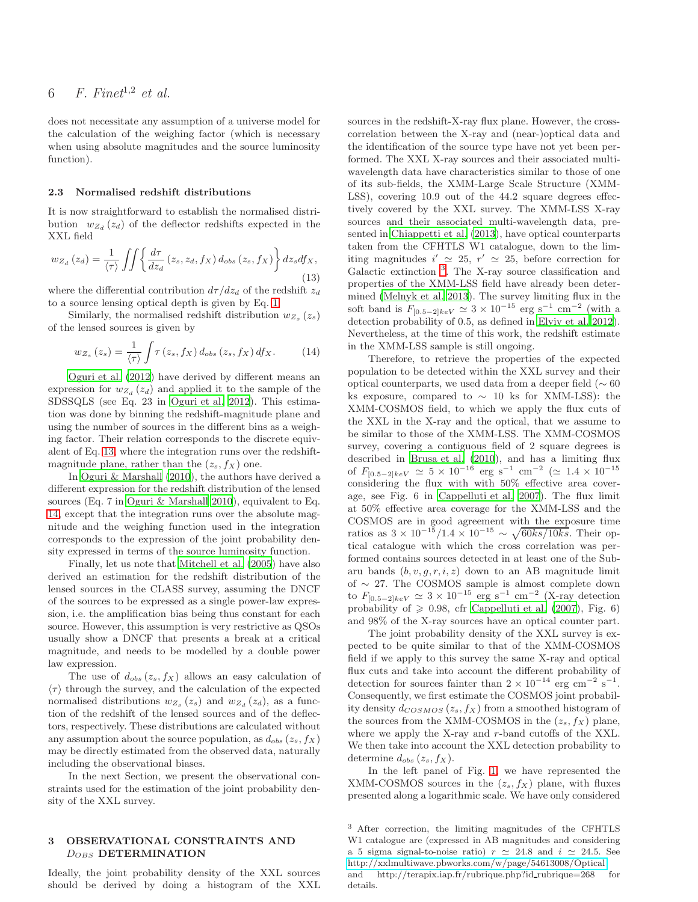does not necessitate any assumption of a universe model for the calculation of the weighing factor (which is necessary when using absolute magnitudes and the source luminosity function).

### 2.3 Normalised redshift distributions

It is now straightforward to establish the normalised distribution $w_{Z_d}(z_d)$ of the deflector redshifts expected in the XXL field

$$w_{Z_d}(z_d) = \frac{1}{\langle\tau\rangle} \iint \left\{ \frac{d\tau}{dz_d}(z_s, z_d, f_X)\, d_{obs}(z_s, f_X) \right\} dz_s df_X, \tag{13}$$

where the differential contribution $d\tau/dz_d$ of the redshift $z_d$ to a source lensing optical depth is given by Eq. 1.

Similarly, the normalised redshift distribution $w_{Z_s}(z_s)$ of the lensed sources is given by

$$w_{Z_s}(z_s) = \frac{1}{\langle\tau\rangle} \int \tau(z_s, f_X)\, d_{obs}(z_s, f_X)\, df_X. \tag{14}$$

Oguri et al. (2012) have derived by different means an expression for $w_{Z_d}(z_d)$ and applied it to the sample of the SDSSQLS (see Eq. 23 in Oguri et al. 2012). This estimation was done by binning the redshift-magnitude plane and using the number of sources in the different bins as a weighing factor. Their relation corresponds to the discrete equivalent of Eq. 13, where the integration runs over the redshift-magnitude plane, rather than the $(z_s, f_X)$ one.

In Oguri & Marshall (2010), the authors have derived a different expression for the redshift distribution of the lensed sources (Eq. 7 in Oguri & Marshall 2010), equivalent to Eq. 14, except that the integration runs over the absolute magnitude and the weighing function used in the integration corresponds to the expression of the joint probability density expressed in terms of the source luminosity function.

Finally, let us note that Mitchell et al. (2005) have also derived an estimation for the redshift distribution of the lensed sources in the CLASS survey, assuming the DNCF of the sources to be expressed as a single power-law expression, i.e. the amplification bias being thus constant for each source. However, this assumption is very restrictive as QSOs usually show a DNCF that presents a break at a critical magnitude, and needs to be modelled by a double power law expression.

The use of $d_{obs}(z_s, f_X)$ allows an easy calculation of $\langle\tau\rangle$ through the survey, and the calculation of the expected normalised distributions $w_{Z_s}(z_s)$ and $w_{Z_d}(z_d)$, as a function of the redshift of the lensed sources and of the deflectors, respectively. These distributions are calculated without any assumption about the source population, as $d_{obs}(z_s, f_X)$ may be directly estimated from the observed data, naturally including the observational biases.

In the next Section, we present the observational constraints used for the estimation of the joint probability density of the XXL survey.

## 3 OBSERVATIONAL CONSTRAINTS AND $D_{OBS}$ DETERMINATION

Ideally, the joint probability density of the XXL sources should be derived by doing a histogram of the XXL sources in the redshift-X-ray flux plane. However, the cross-correlation between the X-ray and (near-)optical data and the identification of the source type have not yet been performed. The XXL X-ray sources and their associated multi-wavelength data have characteristics similar to those of one of its sub-fields, the XMM-Large Scale Structure (XMM-LSS), covering 10.9 out of the 44.2 square degrees effectively covered by the XXL survey. The XMM-LSS X-ray sources and their associated multi-wavelength data, presented in Chiappetti et al. (2013), have optical counterparts taken from the CFHTLS W1 catalogue, down to the limiting magnitudes $i' \simeq 25$, $r' \simeq 25$, before correction for Galactic extinction [3]. The X-ray source classification and properties of the XMM-LSS field have already been determined (Melnyk et al. 2013). The survey limiting flux in the soft band is $F_{[0.5-2]keV} \simeq 3 \times 10^{-15}$ erg s$^{-1}$ cm$^{-2}$ (with a detection probability of 0.5, as defined in Elyiv et al. 2012). Nevertheless, at the time of this work, the redshift estimate in the XMM-LSS sample is still ongoing.

Therefore, to retrieve the properties of the expected population to be detected within the XXL survey and their optical counterparts, we used data from a deeper field ($\sim 60$ ks exposure, compared to $\sim 10$ ks for XMM-LSS): the XMM-COSMOS field, to which we apply the flux cuts of the XXL in the X-ray and the optical, that we assume to be similar to those of the XMM-LSS. The XMM-COSMOS survey, covering a contiguous field of 2 square degrees is described in Brusa et al. (2010), and has a limiting flux of $F_{[0.5-2]keV} \simeq 5 \times 10^{-16}$ erg s$^{-1}$ cm$^{-2}$ ($\simeq 1.4 \times 10^{-15}$ considering the flux with with 50% effective area coverage, see Fig. 6 in Cappelluti et al. 2007). The flux limit at 50% effective area coverage for the XMM-LSS and the COSMOS are in good agreement with the exposure time ratios as $3 \times 10^{-15}/1.4 \times 10^{-15} \sim \sqrt{60ks/10ks}$. Their optical catalogue with which the cross correlation was performed contains sources detected in at least one of the Subaru bands $(b, v, g, r, i, z)$ down to an AB magnitude limit of $\sim 27$. The COSMOS sample is almost complete down to $F_{[0.5-2]keV} \simeq 3 \times 10^{-15}$ erg s$^{-1}$ cm$^{-2}$ (X-ray detection probability of $\geqslant 0.98$, cfr Cappelluti et al. (2007), Fig. 6) and 98% of the X-ray sources have an optical counter part.

The joint probability density of the XXL survey is expected to be quite similar to that of the XMM-COSMOS field if we apply to this survey the same X-ray and optical flux cuts and take into account the different probability of detection for sources fainter than $2 \times 10^{-14}$ erg cm$^{-2}$ s$^{-1}$. Consequently, we first estimate the COSMOS joint probability density $d_{COSMOS}(z_s, f_X)$ from a smoothed histogram of the sources from the XMM-COSMOS in the $(z_s, f_X)$ plane, where we apply the X-ray and $r$-band cutoffs of the XXL. We then take into account the XXL detection probability to determine $d_{obs}(z_s, f_X)$.

In the left panel of Fig. 1, we have represented the XMM-COSMOS sources in the $(z_s, f_X)$ plane, with fluxes presented along a logarithmic scale. We have only considered

[3] After correction, the limiting magnitudes of the CFHTLS W1 catalogue are (expressed in AB magnitudes and considering a 5 sigma signal-to-noise ratio) $r \simeq 24.8$ and $i \simeq 24.5$. See http://xxlmultiwave.pbworks.com/w/page/54613008/Optical and http://terapix.iap.fr/rubrique.php?id_rubrique=268 for details.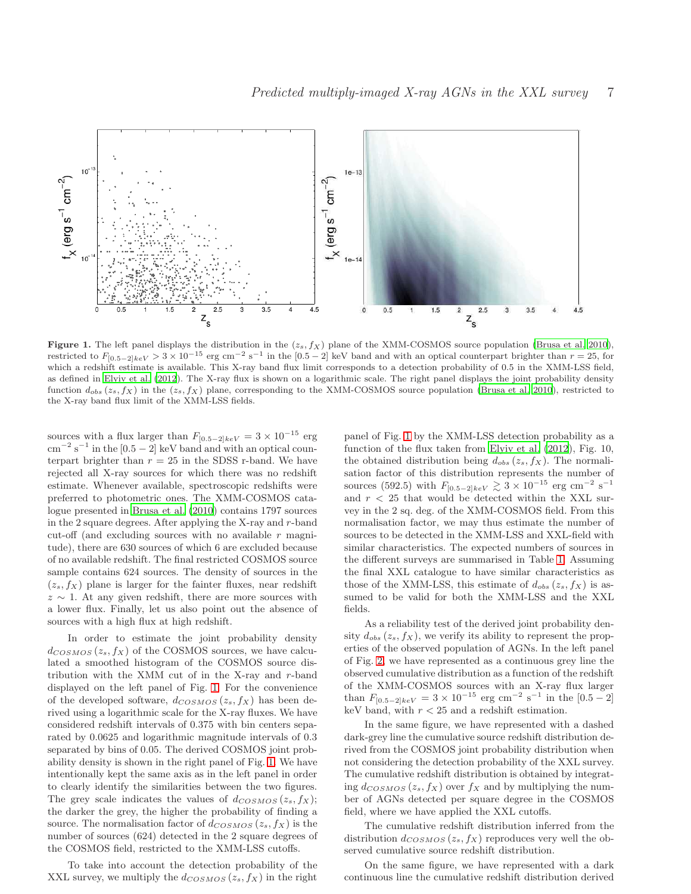**Figure 1.** The left panel displays the distribution in the $(z_s, f_X)$ plane of the XMM-COSMOS source population (Brusa et al. 2010), restricted to $F_{[0.5-2]keV} > 3 \times 10^{-15}$ erg cm$^{-2}$ s$^{-1}$ in the $[0.5-2]$ keV band and with an optical counterpart brighter than $r = 25$, for which a redshift estimate is available. This X-ray band flux limit corresponds to a detection probability of 0.5 in the XMM-LSS field, as defined in Elyiv et al. (2012). The X-ray flux is shown on a logarithmic scale. The right panel displays the joint probability density function $d_{obs}(z_s, f_X)$ in the $(z_s, f_X)$ plane, corresponding to the XMM-COSMOS source population (Brusa et al. 2010), restricted to the X-ray band flux limit of the XMM-LSS fields.

sources with a flux larger than $F_{[0.5-2]keV} = 3 \times 10^{-15}$ erg cm$^{-2}$ s$^{-1}$ in the $[0.5-2]$ keV band and with an optical counterpart brighter than $r = 25$ in the SDSS r-band. We have rejected all X-ray sources for which there was no redshift estimate. Whenever available, spectroscopic redshifts were preferred to photometric ones. The XMM-COSMOS catalogue presented in Brusa et al. (2010) contains 1797 sources in the 2 square degrees. After applying the X-ray and $r$-band cut-off (and excluding sources with no available $r$ magnitude), there are 630 sources of which 6 are excluded because of no available redshift. The final restricted COSMOS source sample contains 624 sources. The density of sources in the $(z_s, f_X)$ plane is larger for the fainter fluxes, near redshift $z \sim 1$. At any given redshift, there are more sources with a lower flux. Finally, let us also point out the absence of sources with a high flux at high redshift.

In order to estimate the joint probability density $d_{COSMOS}(z_s, f_X)$ of the COSMOS sources, we have calculated a smoothed histogram of the COSMOS source distribution with the XMM cut of in the X-ray and $r$-band displayed on the left panel of Fig. 1. For the convenience of the developed software, $d_{COSMOS}(z_s, f_X)$ has been derived using a logarithmic scale for the X-ray fluxes. We have considered redshift intervals of 0.375 with bin centers separated by 0.0625 and logarithmic magnitude intervals of 0.3 separated by bins of 0.05. The derived COSMOS joint probability density is shown in the right panel of Fig. 1. We have intentionally kept the same axis as in the left panel in order to clearly identify the similarities between the two figures. The grey scale indicates the values of $d_{COSMOS}(z_s, f_X)$; the darker the grey, the higher the probability of finding a source. The normalisation factor of $d_{COSMOS}(z_s, f_X)$ is the number of sources (624) detected in the 2 square degrees of the COSMOS field, restricted to the XMM-LSS cutoffs.

To take into account the detection probability of the XXL survey, we multiply the $d_{COSMOS}(z_s, f_X)$ in the right panel of Fig. 1 by the XMM-LSS detection probability as a function of the flux taken from Elyiv et al. (2012), Fig. 10, the obtained distribution being $d_{obs}(z_s, f_X)$. The normalisation factor of this distribution represents the number of sources (592.5) with $F_{[0.5-2]keV} \gtrsim 3 \times 10^{-15}$ erg cm$^{-2}$ s$^{-1}$ and $r < 25$ that would be detected within the XXL survey in the 2 sq. deg. of the XMM-COSMOS field. From this normalisation factor, we may thus estimate the number of sources to be detected in the XMM-LSS and XXL-field with similar characteristics. The expected numbers of sources in the different surveys are summarised in Table 1. Assuming the final XXL catalogue to have similar characteristics as those of the XMM-LSS, this estimate of $d_{obs}(z_s, f_X)$ is assumed to be valid for both the XMM-LSS and the XXL fields.

As a reliability test of the derived joint probability density $d_{obs}(z_s, f_X)$, we verify its ability to represent the properties of the observed population of AGNs. In the left panel of Fig. 2, we have represented as a continuous grey line the observed cumulative distribution as a function of the redshift of the XMM-COSMOS sources with an X-ray flux larger than $F_{[0.5-2]keV} = 3 \times 10^{-15}$ erg cm$^{-2}$ s$^{-1}$ in the $[0.5-2]$ keV band, with $r < 25$ and a redshift estimation.

In the same figure, we have represented with a dashed dark-grey line the cumulative source redshift distribution derived from the COSMOS joint probability distribution when not considering the detection probability of the XXL survey. The cumulative redshift distribution is obtained by integrating $d_{COSMOS}(z_s, f_X)$ over $f_X$ and by multiplying the number of AGNs detected per square degree in the COSMOS field, where we have applied the XXL cutoffs.

The cumulative redshift distribution inferred from the distribution $d_{COSMOS}(z_s, f_X)$ reproduces very well the observed cumulative source redshift distribution.

On the same figure, we have represented with a dark continuous line the cumulative redshift distribution derived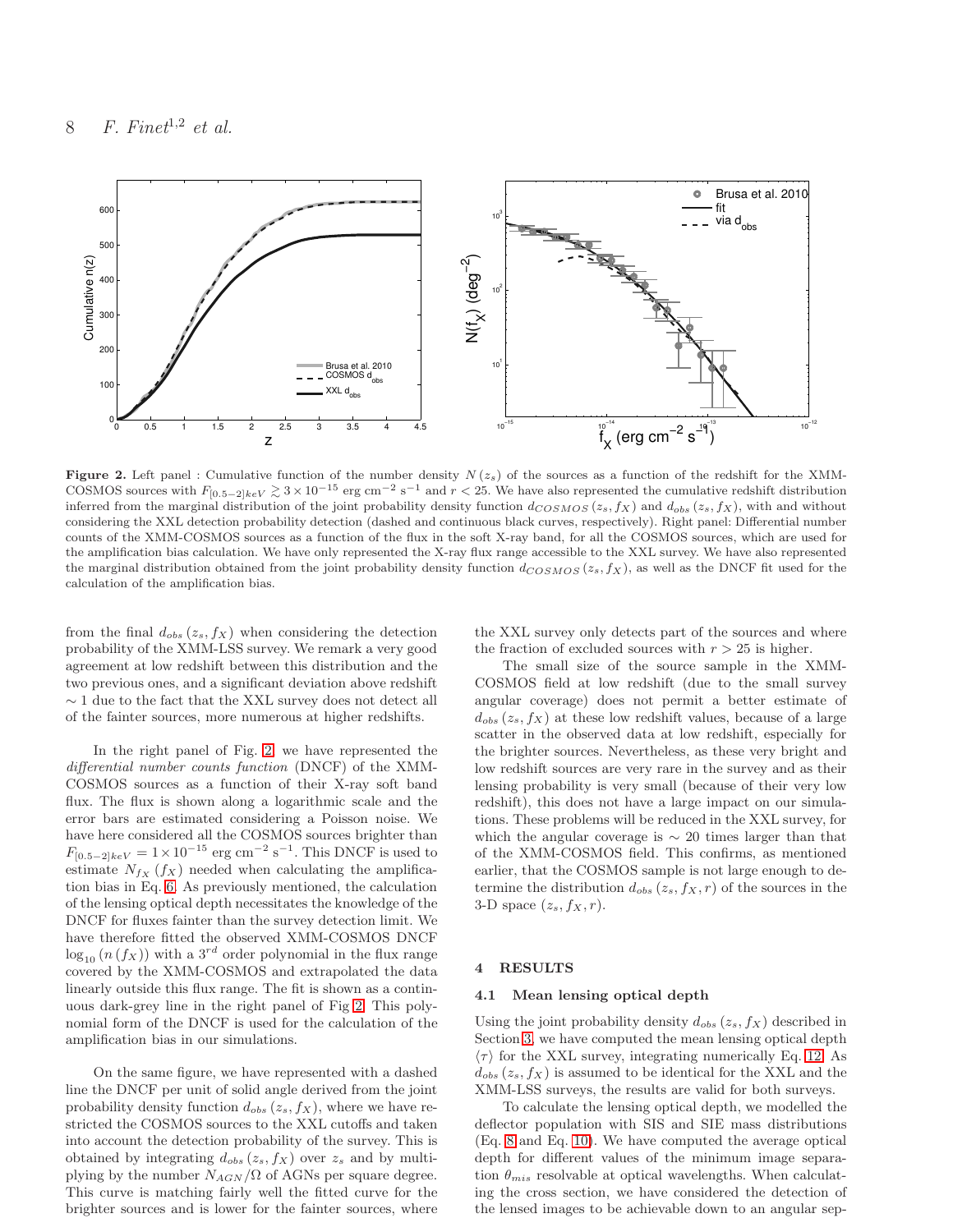**Figure 2.** Left panel : Cumulative function of the number density $N(z_s)$ of the sources as a function of the redshift for the XMM-COSMOS sources with $F_{[0.5-2]keV} \gtrsim 3\times10^{-15}$ erg cm$^{-2}$ s$^{-1}$ and $r < 25$. We have also represented the cumulative redshift distribution inferred from the marginal distribution of the joint probability density function $d_{COSMOS}(z_s, f_X)$ and $d_{obs}(z_s, f_X)$, with and without considering the XXL detection probability detection (dashed and continuous black curves, respectively). Right panel: Differential number counts of the XMM-COSMOS sources as a function of the flux in the soft X-ray band, for all the COSMOS sources, which are used for the amplification bias calculation. We have only represented the X-ray flux range accessible to the XXL survey. We have also represented the marginal distribution obtained from the joint probability density function $d_{COSMOS}(z_s, f_X)$, as well as the DNCF fit used for the calculation of the amplification bias.

from the final $d_{obs}(z_s, f_X)$ when considering the detection probability of the XMM-LSS survey. We remark a very good agreement at low redshift between this distribution and the two previous ones, and a significant deviation above redshift $\sim 1$ due to the fact that the XXL survey does not detect all of the fainter sources, more numerous at higher redshifts.

In the right panel of Fig. 2, we have represented the *differential number counts function* (DNCF) of the XMM-COSMOS sources as a function of their X-ray soft band flux. The flux is shown along a logarithmic scale and the error bars are estimated considering a Poisson noise. We have here considered all the COSMOS sources brighter than $F_{[0.5-2]keV} = 1\times10^{-15}$ erg cm$^{-2}$ s$^{-1}$. This DNCF is used to estimate $N_{f_X}(f_X)$ needed when calculating the amplification bias in Eq. 6. As previously mentioned, the calculation of the lensing optical depth necessitates the knowledge of the DNCF for fluxes fainter than the survey detection limit. We have therefore fitted the observed XMM-COSMOS DNCF $\log_{10}(n(f_X))$ with a $3^{rd}$ order polynomial in the flux range covered by the XMM-COSMOS and extrapolated the data linearly outside this flux range. The fit is shown as a continuous dark-grey line in the right panel of Fig 2. This polynomial form of the DNCF is used for the calculation of the amplification bias in our simulations.

On the same figure, we have represented with a dashed line the DNCF per unit of solid angle derived from the joint probability density function $d_{obs}(z_s, f_X)$, where we have restricted the COSMOS sources to the XXL cutoffs and taken into account the detection probability of the survey. This is obtained by integrating $d_{obs}(z_s, f_X)$ over $z_s$ and by multiplying by the number $N_{AGN}/\Omega$ of AGNs per square degree. This curve is matching fairly well the fitted curve for the brighter sources and is lower for the fainter sources, where the XXL survey only detects part of the sources and where the fraction of excluded sources with $r > 25$ is higher.

The small size of the source sample in the XMM-COSMOS field at low redshift (due to the small survey angular coverage) does not permit a better estimate of $d_{obs}(z_s, f_X)$ at these low redshift values, because of a large scatter in the observed data at low redshift, especially for the brighter sources. Nevertheless, as these very bright and low redshift sources are very rare in the survey and as their lensing probability is very small (because of their very low redshift), this does not have a large impact on our simulations. These problems will be reduced in the XXL survey, for which the angular coverage is $\sim 20$ times larger than that of the XMM-COSMOS field. This confirms, as mentioned earlier, that the COSMOS sample is not large enough to determine the distribution $d_{obs}(z_s, f_X, r)$ of the sources in the 3-D space $(z_s, f_X, r)$.

## 4 RESULTS

### 4.1 Mean lensing optical depth

Using the joint probability density $d_{obs}(z_s, f_X)$ described in Section 3, we have computed the mean lensing optical depth $\langle\tau\rangle$ for the XXL survey, integrating numerically Eq. 12. As $d_{obs}(z_s, f_X)$ is assumed to be identical for the XXL and the XMM-LSS surveys, the results are valid for both surveys.

To calculate the lensing optical depth, we modelled the deflector population with SIS and SIE mass distributions (Eq. 8 and Eq. 10). We have computed the average optical depth for different values of the minimum image separation $\theta_{mis}$ resolvable at optical wavelengths. When calculating the cross section, we have considered the detection of the lensed images to be achievable down to an angular sep-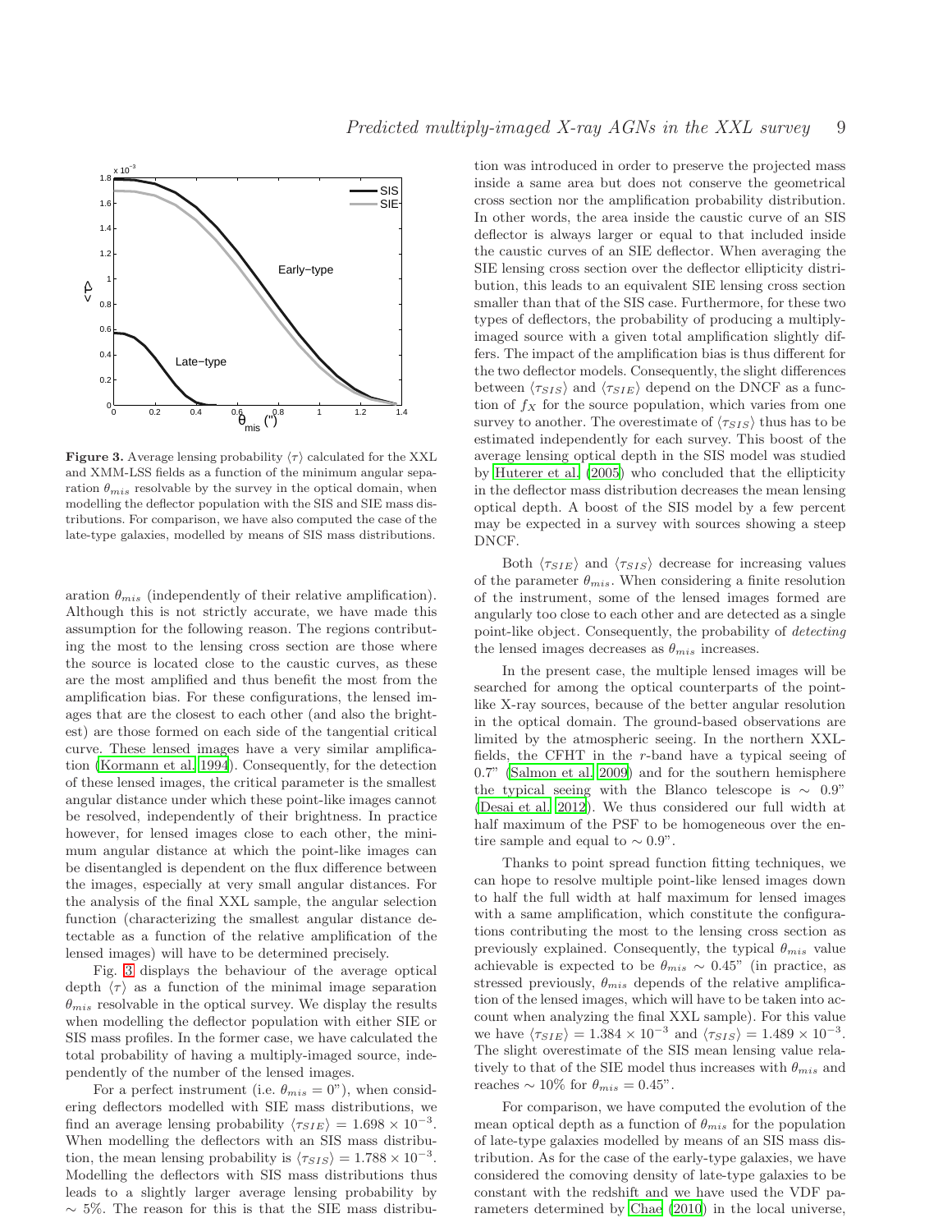**Figure 3.** Average lensing probability $\langle\tau\rangle$ calculated for the XXL and XMM-LSS fields as a function of the minimum angular separation $\theta_{mis}$ resolvable by the survey in the optical domain, when modelling the deflector population with the SIS and SIE mass distributions. For comparison, we have also computed the case of the late-type galaxies, modelled by means of SIS mass distributions.

aration $\theta_{mis}$ (independently of their relative amplification). Although this is not strictly accurate, we have made this assumption for the following reason. The regions contributing the most to the lensing cross section are those where the source is located close to the caustic curves, as these are the most amplified and thus benefit the most from the amplification bias. For these configurations, the lensed images that are the closest to each other (and also the brightest) are those formed on each side of the tangential critical curve. These lensed images have a very similar amplification (Kormann et al. 1994). Consequently, for the detection of these lensed images, the critical parameter is the smallest angular distance under which these point-like images cannot be resolved, independently of their brightness. In practice however, for lensed images close to each other, the minimum angular distance at which the point-like images can be disentangled is dependent on the flux difference between the images, especially at very small angular distances. For the analysis of the final XXL sample, the angular selection function (characterizing the smallest angular distance detectable as a function of the relative amplification of the lensed images) will have to be determined precisely.

Fig. 3 displays the behaviour of the average optical depth $\langle\tau\rangle$ as a function of the minimal image separation $\theta_{mis}$ resolvable in the optical survey. We display the results when modelling the deflector population with either SIE or SIS mass profiles. In the former case, we have calculated the total probability of having a multiply-imaged source, independently of the number of the lensed images.

For a perfect instrument (i.e. $\theta_{mis} = 0$"), when considering deflectors modelled with SIE mass distributions, we find an average lensing probability $\langle\tau_{SIE}\rangle = 1.698 \times 10^{-3}$. When modelling the deflectors with an SIS mass distribution, the mean lensing probability is $\langle\tau_{SIS}\rangle = 1.788 \times 10^{-3}$. Modelling the deflectors with SIS mass distributions thus leads to a slightly larger average lensing probability by $\sim 5\%$. The reason for this is that the SIE mass distribution was introduced in order to preserve the projected mass inside a same area but does not conserve the geometrical cross section nor the amplification probability distribution. In other words, the area inside the caustic curve of an SIS deflector is always larger or equal to that included inside the caustic curves of an SIE deflector. When averaging the SIE lensing cross section over the deflector ellipticity distribution, this leads to an equivalent SIE lensing cross section smaller than that of the SIS case. Furthermore, for these two types of deflectors, the probability of producing a multiply-imaged source with a given total amplification slightly differs. The impact of the amplification bias is thus different for the two deflector models. Consequently, the slight differences between $\langle\tau_{SIS}\rangle$ and $\langle\tau_{SIE}\rangle$ depend on the DNCF as a function of $f_X$ for the source population, which varies from one survey to another. The overestimate of $\langle\tau_{SIS}\rangle$ thus has to be estimated independently for each survey. This boost of the average lensing optical depth in the SIS model was studied by Huterer et al. (2005) who concluded that the ellipticity in the deflector mass distribution decreases the mean lensing optical depth. A boost of the SIS model by a few percent may be expected in a survey with sources showing a steep DNCF.

Both $\langle\tau_{SIE}\rangle$ and $\langle\tau_{SIS}\rangle$ decrease for increasing values of the parameter $\theta_{mis}$. When considering a finite resolution of the instrument, some of the lensed images formed are angularly too close to each other and are detected as a single point-like object. Consequently, the probability of *detecting* the lensed images decreases as $\theta_{mis}$ increases.

In the present case, the multiple lensed images will be searched for among the optical counterparts of the point-like X-ray sources, because of the better angular resolution in the optical domain. The ground-based observations are limited by the atmospheric seeing. In the northern XXL-fields, the CFHT in the $r$-band have a typical seeing of 0.7" (Salmon et al. 2009) and for the southern hemisphere the typical seeing with the Blanco telescope is $\sim$ 0.9" (Desai et al. 2012). We thus considered our full width at half maximum of the PSF to be homogeneous over the entire sample and equal to $\sim$ 0.9".

Thanks to point spread function fitting techniques, we can hope to resolve multiple point-like lensed images down to half the full width at half maximum for lensed images with a same amplification, which constitute the configurations contributing the most to the lensing cross section as previously explained. Consequently, the typical $\theta_{mis}$ value achievable is expected to be $\theta_{mis} \sim 0.45$" (in practice, as stressed previously, $\theta_{mis}$ depends of the relative amplification of the lensed images, which will have to be taken into account when analyzing the final XXL sample). For this value we have $\langle\tau_{SIE}\rangle = 1.384 \times 10^{-3}$ and $\langle\tau_{SIS}\rangle = 1.489 \times 10^{-3}$. The slight overestimate of the SIS mean lensing value relatively to that of the SIE model thus increases with $\theta_{mis}$ and reaches $\sim 10\%$ for $\theta_{mis} = 0.45$".

For comparison, we have computed the evolution of the mean optical depth as a function of $\theta_{mis}$ for the population of late-type galaxies modelled by means of an SIS mass distribution. As for the case of the early-type galaxies, we have considered the comoving density of late-type galaxies to be constant with the redshift and we have used the VDF parameters determined by Chae (2010) in the local universe,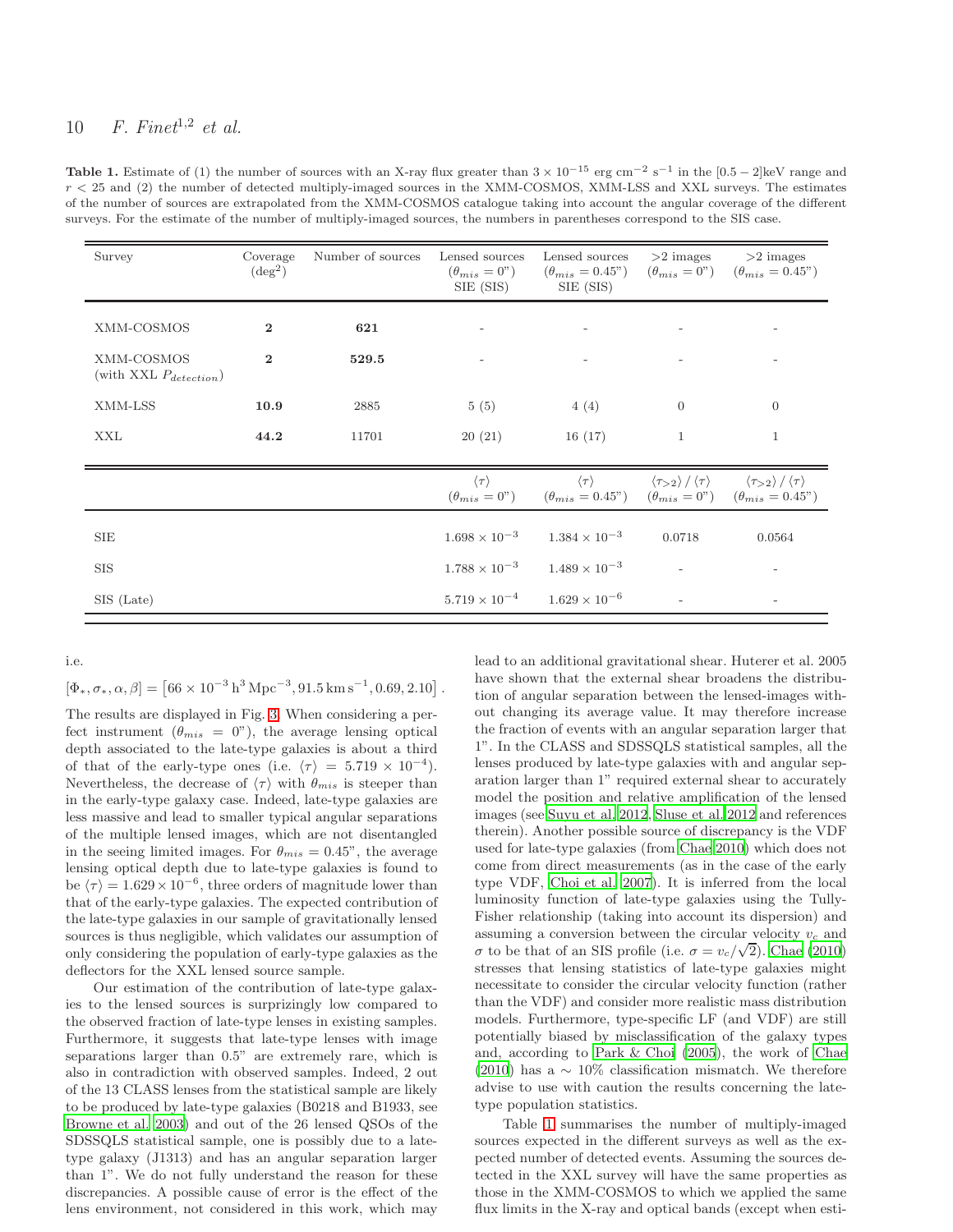**Table 1.** Estimate of (1) the number of sources with an X-ray flux greater than $3 \times 10^{-15}$ erg cm$^{-2}$ s$^{-1}$ in the $[0.5-2]$keV range and $r < 25$ and (2) the number of detected multiply-imaged sources in the XMM-COSMOS, XMM-LSS and XXL surveys. The estimates of the number of sources are extrapolated from the XMM-COSMOS catalogue taking into account the angular coverage of the different surveys. For the estimate of the number of multiply-imaged sources, the numbers in parentheses correspond to the SIS case.

| Survey | Coverage (deg$^2$) | Number of sources | Lensed sources ($\theta_{mis} = 0$") SIE (SIS) | Lensed sources ($\theta_{mis} = 0.45$") SIE (SIS) | >2 images ($\theta_{mis} = 0$") | >2 images ($\theta_{mis} = 0.45$") |
|---|---|---|---|---|---|---|
| XMM-COSMOS | **2** | **621** | - | - | - | - |
| XMM-COSMOS (with XXL $P_{detection}$) | **2** | **529.5** | - | - | - | - |
| XMM-LSS | **10.9** | 2885 | 5 (5) | 4 (4) | 0 | 0 |
| XXL | **44.2** | 11701 | 20 (21) | 16 (17) | 1 | 1 |
| | | | $\langle\tau\rangle$ ($\theta_{mis} = 0$") | $\langle\tau\rangle$ ($\theta_{mis} = 0.45$") | $\langle\tau_{>2}\rangle$ / $\langle\tau\rangle$ ($\theta_{mis} = 0$") | $\langle\tau_{>2}\rangle$ / $\langle\tau\rangle$ ($\theta_{mis} = 0.45$") |
| SIE | | | $1.698 \times 10^{-3}$ | $1.384 \times 10^{-3}$ | 0.0718 | 0.0564 |
| SIS | | | $1.788 \times 10^{-3}$ | $1.489 \times 10^{-3}$ | - | - |
| SIS (Late) | | | $5.719 \times 10^{-4}$ | $1.629 \times 10^{-6}$ | - | - |

i.e.

$$[\Phi_*, \sigma_*, \alpha, \beta] = \left[66 \times 10^{-3}\,\mathrm{h^3\,Mpc^{-3}}, 91.5\,\mathrm{km\,s^{-1}}, 0.69, 2.10\right].$$

The results are displayed in Fig. 3. When considering a perfect instrument ($\theta_{mis} = 0$"), the average lensing optical depth associated to the late-type galaxies is about a third of that of the early-type ones (i.e. $\langle\tau\rangle = 5.719 \times 10^{-4}$). Nevertheless, the decrease of $\langle\tau\rangle$ with $\theta_{mis}$ is steeper than in the early-type galaxy case. Indeed, late-type galaxies are less massive and lead to smaller typical angular separations of the multiple lensed images, which are not disentangled in the seeing limited images. For $\theta_{mis} = 0.45$", the average lensing optical depth due to late-type galaxies is found to be $\langle\tau\rangle = 1.629 \times 10^{-6}$, three orders of magnitude lower than that of the early-type galaxies. The expected contribution of the late-type galaxies in our sample of gravitationally lensed sources is thus negligible, which validates our assumption of only considering the population of early-type galaxies as the deflectors for the XXL lensed source sample.

Our estimation of the contribution of late-type galaxies to the lensed sources is surprizingly low compared to the observed fraction of late-type lenses in existing samples. Furthermore, it suggests that late-type lenses with image separations larger than 0.5" are extremely rare, which is also in contradiction with observed samples. Indeed, 2 out of the 13 CLASS lenses from the statistical sample are likely to be produced by late-type galaxies (B0218 and B1933, see Browne et al. 2003) and out of the 26 lensed QSOs of the SDSSQLS statistical sample, one is possibly due to a late-type galaxy (J1313) and has an angular separation larger than 1". We do not fully understand the reason for these discrepancies. A possible cause of error is the effect of the lens environment, not considered in this work, which may lead to an additional gravitational shear. Huterer et al. 2005 have shown that the external shear broadens the distribution of angular separation between the lensed-images without changing its average value. It may therefore increase the fraction of events with an angular separation larger that 1". In the CLASS and SDSSQLS statistical samples, all the lenses produced by late-type galaxies with and angular separation larger than 1" required external shear to accurately model the position and relative amplification of the lensed images (see Suyu et al. 2012, Sluse et al. 2012 and references therein). Another possible source of discrepancy is the VDF used for late-type galaxies (from Chae 2010) which does not come from direct measurements (as in the case of the early type VDF, Choi et al. 2007). It is inferred from the local luminosity function of late-type galaxies using the Tully-Fisher relationship (taking into account its dispersion) and assuming a conversion between the circular velocity $v_c$ and $\sigma$ to be that of an SIS profile (i.e. $\sigma = v_c/\sqrt{2}$). Chae (2010) stresses that lensing statistics of late-type galaxies might necessitate to consider the circular velocity function (rather than the VDF) and consider more realistic mass distribution models. Furthermore, type-specific LF (and VDF) are still potentially biased by misclassification of the galaxy types and, according to Park & Choi (2005), the work of Chae (2010) has a $\sim 10\%$ classification mismatch. We therefore advise to use with caution the results concerning the late-type population statistics.

Table 1 summarises the number of multiply-imaged sources expected in the different surveys as well as the expected number of detected events. Assuming the sources detected in the XXL survey will have the same properties as those in the XMM-COSMOS to which we applied the same flux limits in the X-ray and optical bands (except when esti-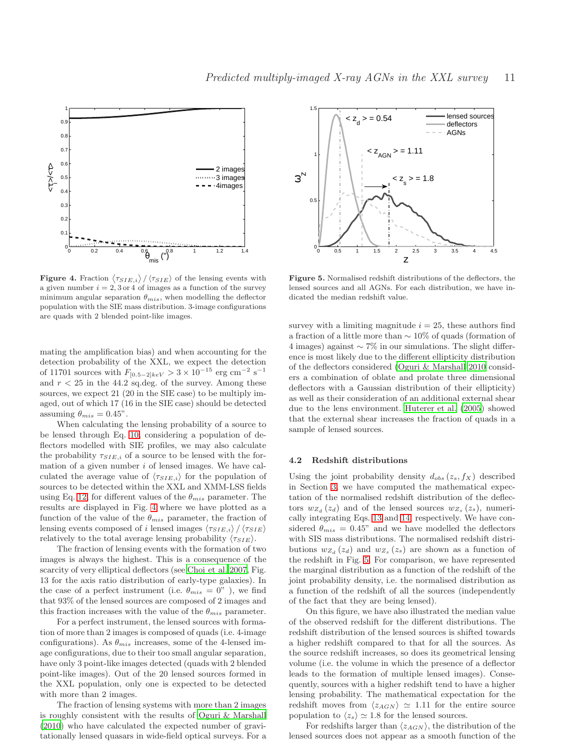**Figure 4.** Fraction $\langle \tau_{SIE,i} \rangle / \langle \tau_{SIE} \rangle$ of the lensing events with a given number $i = 2, 3$ or $4$ of images as a function of the survey minimum angular separation $\theta_{mis}$, when modelling the deflector population with the SIE mass distribution. 3-image configurations are quads with 2 blended point-like images.

**Figure 5.** Normalised redshift distributions of the deflectors, the lensed sources and all AGNs. For each distribution, we have indicated the median redshift value.

mating the amplification bias) and when accounting for the detection probability of the XXL, we expect the detection of 11701 sources with $F_{[0.5-2]keV} > 3 \times 10^{-15}$ erg cm$^{-2}$ s$^{-1}$ and $r < 25$ in the 44.2 sq.deg. of the survey. Among these sources, we expect 21 (20 in the SIE case) to be multiply imaged, out of which 17 (16 in the SIE case) should be detected assuming $\theta_{mis} = 0.45$".

When calculating the lensing probability of a source to be lensed through Eq. 10, considering a population of deflectors modelled with SIE profiles, we may also calculate the probability $\tau_{SIE,i}$ of a source to be lensed with the formation of a given number $i$ of lensed images. We have calculated the average value of $\langle \tau_{SIE,i} \rangle$ for the population of sources to be detected within the XXL and XMM-LSS fields using Eq. 12, for different values of the $\theta_{mis}$ parameter. The results are displayed in Fig. 4 where we have plotted as a function of the value of the $\theta_{mis}$ parameter, the fraction of lensing events composed of $i$ lensed images $\langle \tau_{SIE,i} \rangle / \langle \tau_{SIE} \rangle$ relatively to the total average lensing probability $\langle \tau_{SIE} \rangle$.

The fraction of lensing events with the formation of two images is always the highest. This is a consequence of the scarcity of very elliptical deflectors (see Choi et al. 2007, Fig. 13 for the axis ratio distribution of early-type galaxies). In the case of a perfect instrument (i.e. $\theta_{mis} = 0$" ), we find that 93% of the lensed sources are composed of 2 images and this fraction increases with the value of the $\theta_{mis}$ parameter.

For a perfect instrument, the lensed sources with formation of more than 2 images is composed of quads (i.e. 4-image configurations). As $\theta_{mis}$ increases, some of the 4-lensed image configurations, due to their too small angular separation, have only 3 point-like images detected (quads with 2 blended point-like images). Out of the 20 lensed sources formed in the XXL population, only one is expected to be detected with more than 2 images.

The fraction of lensing systems with more than 2 images is roughly consistent with the results of Oguri & Marshall (2010) who have calculated the expected number of gravitationally lensed quasars in wide-field optical surveys. For a survey with a limiting magnitude $i = 25$, these authors find a fraction of a little more than $\sim 10$% of quads (formation of 4 images) against $\sim 7$% in our simulations. The slight difference is most likely due to the different ellipticity distribution of the deflectors considered (Oguri & Marshall 2010 considers a combination of oblate and prolate three dimensional deflectors with a Gaussian distribution of their ellipticity) as well as their consideration of an additional external shear due to the lens environment. Huterer et al. (2005) showed that the external shear increases the fraction of quads in a sample of lensed sources.

### 4.2 Redshift distributions

Using the joint probability density $d_{obs}(z_s, f_X)$ described in Section 3, we have computed the mathematical expectation of the normalised redshift distribution of the deflectors $w_{Z_d}(z_d)$ and of the lensed sources $w_{Z_s}(z_s)$, numerically integrating Eqs. 13 and 14, respectively. We have considered $\theta_{mis} = 0.45$" and we have modelled the deflectors with SIS mass distributions. The normalised redshift distributions $w_{Z_d}(z_d)$ and $w_{Z_s}(z_s)$ are shown as a function of the redshift in Fig. 5. For comparison, we have represented the marginal distribution as a function of the redshift of the joint probability density, i.e. the normalised distribution as a function of the redshift of all the sources (independently of the fact that they are being lensed).

On this figure, we have also illustrated the median value of the observed redshift for the different distributions. The redshift distribution of the lensed sources is shifted towards a higher redshift compared to that for all the sources. As the source redshift increases, so does its geometrical lensing volume (i.e. the volume in which the presence of a deflector leads to the formation of multiple lensed images). Consequently, sources with a higher redshift tend to have a higher lensing probability. The mathematical expectation for the redshift moves from $\langle z_{AGN} \rangle \simeq 1.11$ for the entire source population to $\langle z_s \rangle \simeq 1.8$ for the lensed sources.

For redshifts larger than $\langle z_{AGN} \rangle$, the distribution of the lensed sources does not appear as a smooth function of the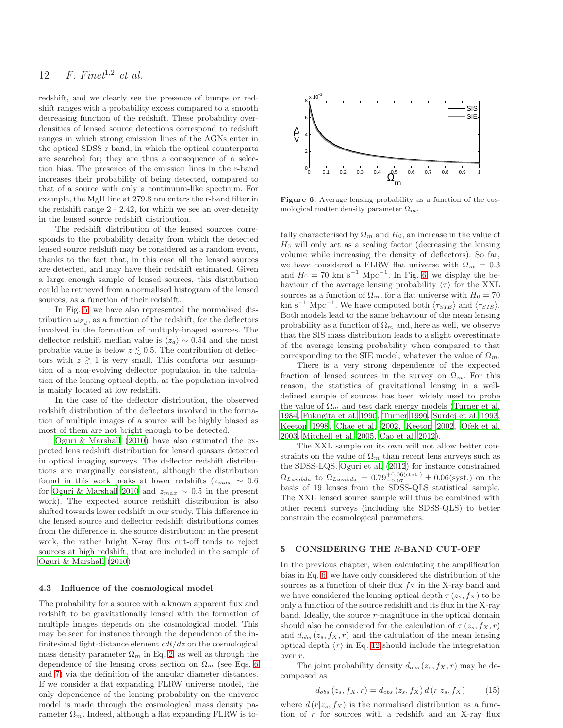redshift, and we clearly see the presence of bumps or redshift ranges with a probability excess compared to a smooth decreasing function of the redshift. These probability overdensities of lensed source detections correspond to redshift ranges in which strong emission lines of the AGNs enter in the optical SDSS r-band, in which the optical counterparts are searched for; they are thus a consequence of a selection bias. The presence of the emission lines in the r-band increases their probability of being detected, compared to that of a source with only a continuum-like spectrum. For example, the MgII line at 279.8 nm enters the r-band filter in the redshift range 2 - 2.42, for which we see an over-density in the lensed source redshift distribution.

The redshift distribution of the lensed sources corresponds to the probability density from which the detected lensed source redshift may be considered as a random event, thanks to the fact that, in this case all the lensed sources are detected, and may have their redshift estimated. Given a large enough sample of lensed sources, this distribution could be retrieved from a normalised histogram of the lensed sources, as a function of their redshift.

In Fig. 5, we have also represented the normalised distribution $\omega_{Z_d}$, as a function of the redshift, for the deflectors involved in the formation of multiply-imaged sources. The deflector redshift median value is $\langle z_d \rangle \sim 0.54$ and the most probable value is below $z \lesssim 0.5$. The contribution of deflectors with $z \gtrsim 1$ is very small. This comforts our assumption of a non-evolving deflector population in the calculation of the lensing optical depth, as the population involved is mainly located at low redshift.

In the case of the deflector distribution, the observed redshift distribution of the deflectors involved in the formation of multiple images of a source will be highly biased as most of them are not bright enough to be detected.

Oguri & Marshall (2010) have also estimated the expected lens redshift distribution for lensed quasars detected in optical imaging surveys. The deflector redshift distributions are marginally consistent, although the distribution found in this work peaks at lower redshifts ($z_{max} \sim 0.6$ for Oguri & Marshall 2010 and $z_{max} \sim 0.5$ in the present work). The expected source redshift distribution is also shifted towards lower redshift in our study. This difference in the lensed source and deflector redshift distributions comes from the difference in the source distribution: in the present work, the rather bright X-ray flux cut-off tends to reject sources at high redshift, that are included in the sample of Oguri & Marshall (2010).

### 4.3 Influence of the cosmological model

The probability for a source with a known apparent flux and redshift to be gravitationally lensed with the formation of multiple images depends on the cosmological model. This may be seen for instance through the dependence of the infinitesimal light-distance element $cdt/dz$ on the cosmological mass density parameter $\Omega_m$ in Eq. 2, as well as through the dependence of the lensing cross section on $\Omega_m$ (see Eqs. 6 and 7) via the definition of the angular diameter distances. If we consider a flat expanding FLRW universe model, the only dependence of the lensing probability on the universe model is made through the cosmological mass density parameter $\Omega_m$. Indeed, although a flat expanding FLRW is totally characterised by $\Omega_m$ and $H_0$, an increase in the value of $H_0$ will only act as a scaling factor (decreasing the lensing volume while increasing the density of deflectors). So far, we have considered a FLRW flat universe with $\Omega_m = 0.3$ and $H_0 = 70$ km s$^{-1}$ Mpc$^{-1}$. In Fig. 6, we display the behaviour of the average lensing probability $\langle\tau\rangle$ for the XXL sources as a function of $\Omega_m$, for a flat universe with $H_0 = 70$ km s$^{-1}$ Mpc$^{-1}$. We have computed both $\langle\tau_{SIE}\rangle$ and $\langle\tau_{SIS}\rangle$. Both models lead to the same behaviour of the mean lensing probability as a function of $\Omega_m$ and, here as well, we observe that the SIS mass distribution leads to a slight overestimate of the average lensing probability when compared to that corresponding to the SIE model, whatever the value of $\Omega_m$.

Figure 6. Average lensing probability as a function of the cosmological matter density parameter $\Omega_m$.

There is a very strong dependence of the expected fraction of lensed sources in the survey on $\Omega_m$. For this reason, the statistics of gravitational lensing in a well-defined sample of sources has been widely used to probe the value of $\Omega_m$ and test dark energy models (Turner et al. 1984, Fukugita et al. 1990, Turner 1990, Surdej et al. 1993, Keeton 1998, Chae et al. 2002, Keeton 2002, Ofek et al. 2003, Mitchell et al. 2005, Cao et al. 2012).

The XXL sample on its own will not allow better constraints on the value of $\Omega_m$ than recent lens surveys such as the SDSS-LQS. Oguri et al. (2012) for instance constrained $\Omega_{Lambda}$ to $\Omega_{Lambda} = 0.79^{+0.06(\mathrm{stat.})}_{-0.07} \pm 0.06(\mathrm{syst.})$ on the basis of 19 lenses from the SDSS-QLS statistical sample. The XXL lensed source sample will thus be combined with other recent surveys (including the SDSS-QLS) to better constrain the cosmological parameters.

## 5 CONSIDERING THE $R$-BAND CUT-OFF

In the previous chapter, when calculating the amplification bias in Eq. 6, we have only considered the distribution of the sources as a function of their flux $f_X$ in the X-ray band and we have considered the lensing optical depth $\tau(z_s, f_X)$ to be only a function of the source redshift and its flux in the X-ray band. Ideally, the source $r$-magnitude in the optical domain should also be considered for the calculation of $\tau(z_s, f_X, r)$ and $d_{obs}(z_s, f_X, r)$ and the calculation of the mean lensing optical depth $\langle\tau\rangle$ in Eq. 12 should include the integration over $r$.

The joint probability density $d_{obs}(z_s, f_X, r)$ may be decomposed as

$$d_{obs}(z_s, f_X, r) = d_{obs}(z_s, f_X)\, d(r|z_s, f_X) \qquad (15)$$

where $d(r|z_s, f_X)$ is the normalised distribution as a function of $r$ for sources with a redshift and an X-ray flux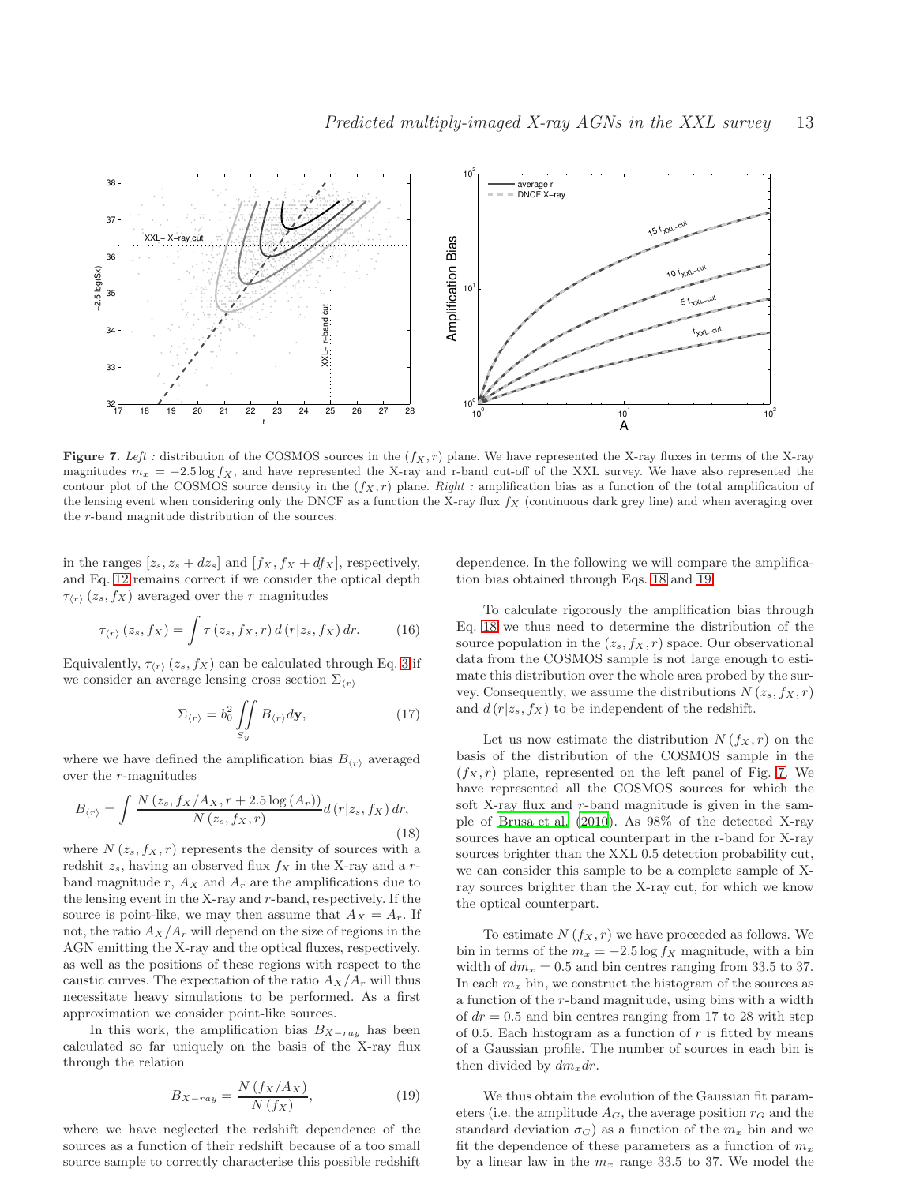**Figure 7.** *Left :* distribution of the COSMOS sources in the $(f_X, r)$ plane. We have represented the X-ray fluxes in terms of the X-ray magnitudes $m_x = -2.5 \log f_X$, and have represented the X-ray and r-band cut-off of the XXL survey. We have also represented the contour plot of the COSMOS source density in the $(f_X, r)$ plane. *Right :* amplification bias as a function of the total amplification of the lensing event when considering only the DNCF as a function the X-ray flux $f_X$ (continuous dark grey line) and when averaging over the $r$-band magnitude distribution of the sources.

in the ranges $[z_s, z_s + dz_s]$ and $[f_X, f_X + df_X]$, respectively, and Eq. 12 remains correct if we consider the optical depth $\tau_{\langle r \rangle}(z_s, f_X)$ averaged over the $r$ magnitudes

$$\tau_{\langle r \rangle}(z_s, f_X) = \int \tau(z_s, f_X, r)\, d(r|z_s, f_X)\, dr. \tag{16}$$

Equivalently, $\tau_{\langle r \rangle}(z_s, f_X)$ can be calculated through Eq. 3 if we consider an average lensing cross section $\Sigma_{\langle r \rangle}$

$$\Sigma_{\langle r \rangle} = b_0^2 \iint_{S_y} B_{\langle r \rangle} d\mathbf{y}, \tag{17}$$

where we have defined the amplification bias $B_{\langle r \rangle}$ averaged over the $r$-magnitudes

$$B_{\langle r \rangle} = \int \frac{N(z_s, f_X/A_X, r + 2.5\log(A_r))}{N(z_s, f_X, r)} d(r|z_s, f_X)\, dr, \tag{18}$$

where $N(z_s, f_X, r)$ represents the density of sources with a redshit $z_s$, having an observed flux $f_X$ in the X-ray and a $r$-band magnitude $r$, $A_X$ and $A_r$ are the amplifications due to the lensing event in the X-ray and $r$-band, respectively. If the source is point-like, we may then assume that $A_X = A_r$. If not, the ratio $A_X/A_r$ will depend on the size of regions in the AGN emitting the X-ray and the optical fluxes, respectively, as well as the positions of these regions with respect to the caustic curves. The expectation of the ratio $A_X/A_r$ will thus necessitate heavy simulations to be performed. As a first approximation we consider point-like sources.

In this work, the amplification bias $B_{X-ray}$ has been calculated so far uniquely on the basis of the X-ray flux through the relation

$$B_{X-ray} = \frac{N(f_X/A_X)}{N(f_X)}, \tag{19}$$

where we have neglected the redshift dependence of the sources as a function of their redshift because of a too small source sample to correctly characterise this possible redshift dependence. In the following we will compare the amplification bias obtained through Eqs. 18 and 19.

To calculate rigorously the amplification bias through Eq. 18 we thus need to determine the distribution of the source population in the $(z_s, f_X, r)$ space. Our observational data from the COSMOS sample is not large enough to estimate this distribution over the whole area probed by the survey. Consequently, we assume the distributions $N(z_s, f_X, r)$ and $d(r|z_s, f_X)$ to be independent of the redshift.

Let us now estimate the distribution $N(f_X, r)$ on the basis of the distribution of the COSMOS sample in the $(f_X, r)$ plane, represented on the left panel of Fig. 7. We have represented all the COSMOS sources for which the soft X-ray flux and $r$-band magnitude is given in the sample of Brusa et al. (2010). As 98% of the detected X-ray sources have an optical counterpart in the r-band for X-ray sources brighter than the XXL 0.5 detection probability cut, we can consider this sample to be a complete sample of X-ray sources brighter than the X-ray cut, for which we know the optical counterpart.

To estimate $N(f_X, r)$ we have proceeded as follows. We bin in terms of the $m_x = -2.5\log f_X$ magnitude, with a bin width of $dm_x = 0.5$ and bin centres ranging from 33.5 to 37. In each $m_x$ bin, we construct the histogram of the sources as a function of the $r$-band magnitude, using bins with a width of $dr = 0.5$ and bin centres ranging from 17 to 28 with step of 0.5. Each histogram as a function of $r$ is fitted by means of a Gaussian profile. The number of sources in each bin is then divided by $dm_x dr$.

We thus obtain the evolution of the Gaussian fit parameters (i.e. the amplitude $A_G$, the average position $r_G$ and the standard deviation $\sigma_G$) as a function of the $m_x$ bin and we fit the dependence of these parameters as a function of $m_x$ by a linear law in the $m_x$ range 33.5 to 37. We model the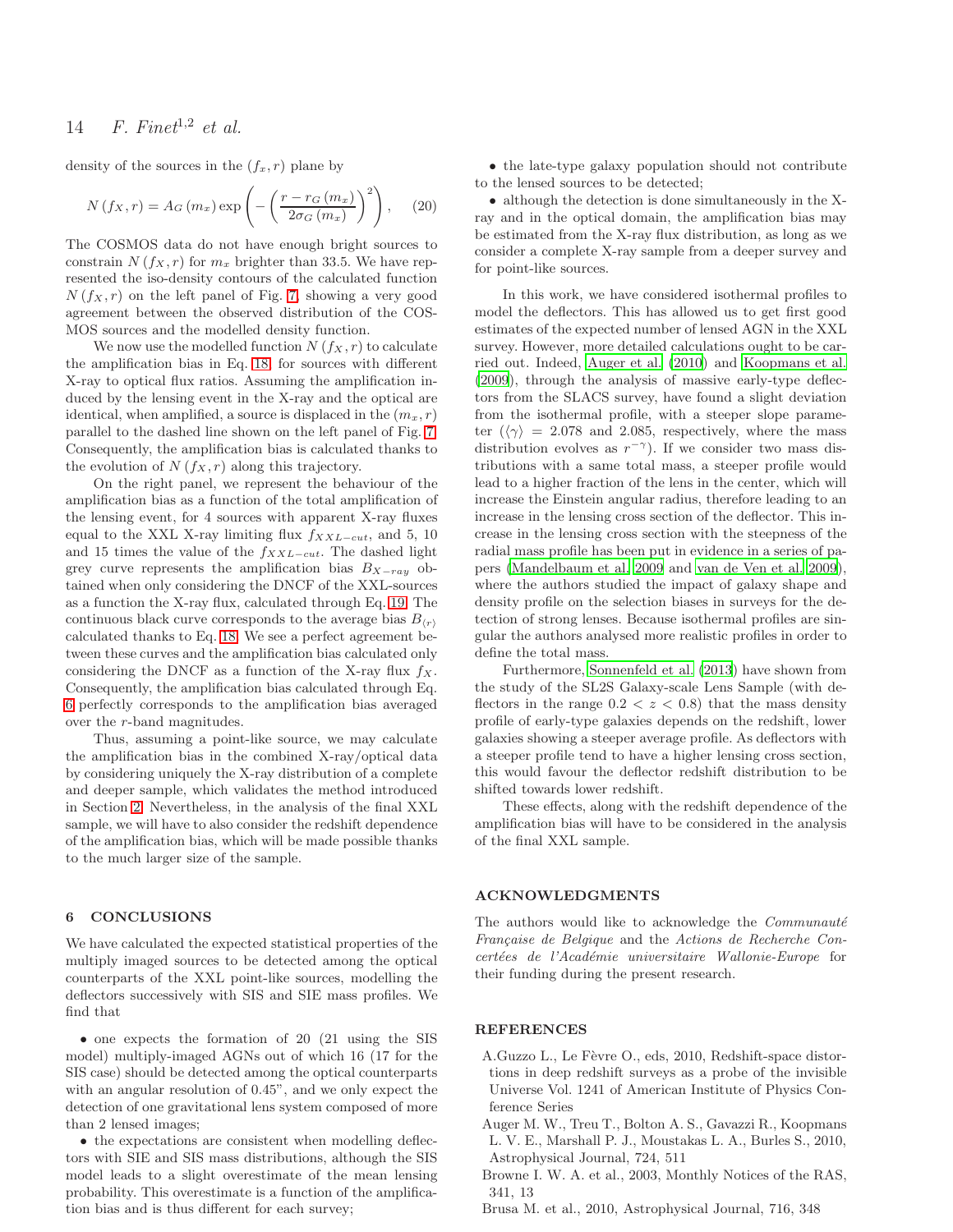density of the sources in the $(f_x, r)$ plane by

$$N\left(f_X, r\right) = A_G\left(m_x\right) \exp\left(-\left(\frac{r - r_G\left(m_x\right)}{2\sigma_G\left(m_x\right)}\right)^2\right), \quad (20)$$

The COSMOS data do not have enough bright sources to constrain $N\left(f_X, r\right)$ for $m_x$ brighter than 33.5. We have represented the iso-density contours of the calculated function $N\left(f_X, r\right)$ on the left panel of Fig. 7, showing a very good agreement between the observed distribution of the COSMOS sources and the modelled density function.

We now use the modelled function $N\left(f_X, r\right)$ to calculate the amplification bias in Eq. 18, for sources with different X-ray to optical flux ratios. Assuming the amplification induced by the lensing event in the X-ray and the optical are identical, when amplified, a source is displaced in the $(m_x, r)$ parallel to the dashed line shown on the left panel of Fig. 7. Consequently, the amplification bias is calculated thanks to the evolution of $N\left(f_X, r\right)$ along this trajectory.

On the right panel, we represent the behaviour of the amplification bias as a function of the total amplification of the lensing event, for 4 sources with apparent X-ray fluxes equal to the XXL X-ray limiting flux $f_{XXL-cut}$, and 5, 10 and 15 times the value of the $f_{XXL-cut}$. The dashed light grey curve represents the amplification bias $B_{X-ray}$ obtained when only considering the DNCF of the XXL-sources as a function the X-ray flux, calculated through Eq. 19. The continuous black curve corresponds to the average bias $B_{\langle r \rangle}$ calculated thanks to Eq. 18. We see a perfect agreement between these curves and the amplification bias calculated only considering the DNCF as a function of the X-ray flux $f_X$. Consequently, the amplification bias calculated through Eq. 6 perfectly corresponds to the amplification bias averaged over the $r$-band magnitudes.

Thus, assuming a point-like source, we may calculate the amplification bias in the combined X-ray/optical data by considering uniquely the X-ray distribution of a complete and deeper sample, which validates the method introduced in Section 2. Nevertheless, in the analysis of the final XXL sample, we will have to also consider the redshift dependence of the amplification bias, which will be made possible thanks to the much larger size of the sample.

## 6 CONCLUSIONS

We have calculated the expected statistical properties of the multiply imaged sources to be detected among the optical counterparts of the XXL point-like sources, modelling the deflectors successively with SIS and SIE mass profiles. We find that

- one expects the formation of 20 (21 using the SIS model) multiply-imaged AGNs out of which 16 (17 for the SIS case) should be detected among the optical counterparts with an angular resolution of 0.45", and we only expect the detection of one gravitational lens system composed of more than 2 lensed images;
- the expectations are consistent when modelling deflectors with SIE and SIS mass distributions, although the SIS model leads to a slight overestimate of the mean lensing probability. This overestimate is a function of the amplification bias and is thus different for each survey;
- the late-type galaxy population should not contribute to the lensed sources to be detected;
- although the detection is done simultaneously in the X-ray and in the optical domain, the amplification bias may be estimated from the X-ray flux distribution, as long as we consider a complete X-ray sample from a deeper survey and for point-like sources.

In this work, we have considered isothermal profiles to model the deflectors. This has allowed us to get first good estimates of the expected number of lensed AGN in the XXL survey. However, more detailed calculations ought to be carried out. Indeed, Auger et al. (2010) and Koopmans et al. (2009), through the analysis of massive early-type deflectors from the SLACS survey, have found a slight deviation from the isothermal profile, with a steeper slope parameter ($\langle\gamma\rangle = 2.078$ and 2.085, respectively, where the mass distribution evolves as $r^{-\gamma}$). If we consider two mass distributions with a same total mass, a steeper profile would lead to a higher fraction of the lens in the center, which will increase the Einstein angular radius, therefore leading to an increase in the lensing cross section of the deflector. This increase in the lensing cross section with the steepness of the radial mass profile has been put in evidence in a series of papers (Mandelbaum et al. 2009 and van de Ven et al. 2009), where the authors studied the impact of galaxy shape and density profile on the selection biases in surveys for the detection of strong lenses. Because isothermal profiles are singular the authors analysed more realistic profiles in order to define the total mass.

Furthermore, Sonnenfeld et al. (2013) have shown from the study of the SL2S Galaxy-scale Lens Sample (with deflectors in the range $0.2 < z < 0.8$) that the mass density profile of early-type galaxies depends on the redshift, lower galaxies showing a steeper average profile. As deflectors with a steeper profile tend to have a higher lensing cross section, this would favour the deflector redshift distribution to be shifted towards lower redshift.

These effects, along with the redshift dependence of the amplification bias will have to be considered in the analysis of the final XXL sample.

## ACKNOWLEDGMENTS

The authors would like to acknowledge the *Communauté Française de Belgique* and the *Actions de Recherche Concertées de l'Académie universitaire Wallonie-Europe* for their funding during the present research.

## REFERENCES

A.Guzzo L., Le Fèvre O., eds, 2010, Redshift-space distortions in deep redshift surveys as a probe of the invisible Universe Vol. 1241 of American Institute of Physics Conference Series

Auger M. W., Treu T., Bolton A. S., Gavazzi R., Koopmans L. V. E., Marshall P. J., Moustakas L. A., Burles S., 2010, Astrophysical Journal, 724, 511

Browne I. W. A. et al., 2003, Monthly Notices of the RAS, 341, 13

Brusa M. et al., 2010, Astrophysical Journal, 716, 348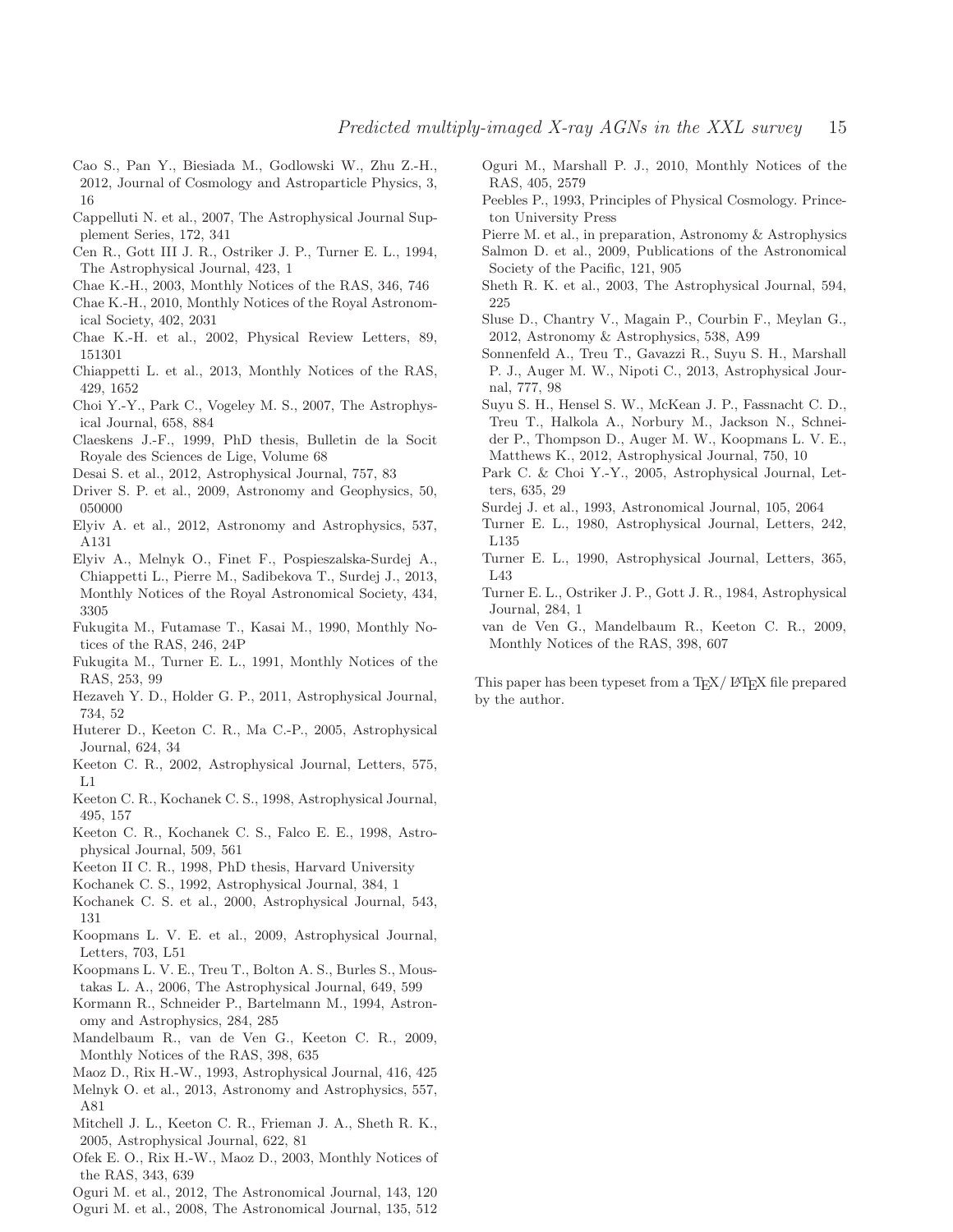Cao S., Pan Y., Biesiada M., Godlowski W., Zhu Z.-H., 2012, Journal of Cosmology and Astroparticle Physics, 3, 16

Cappelluti N. et al., 2007, The Astrophysical Journal Supplement Series, 172, 341

Cen R., Gott III J. R., Ostriker J. P., Turner E. L., 1994, The Astrophysical Journal, 423, 1

Chae K.-H., 2003, Monthly Notices of the RAS, 346, 746

Chae K.-H., 2010, Monthly Notices of the Royal Astronomical Society, 402, 2031

Chae K.-H. et al., 2002, Physical Review Letters, 89, 151301

Chiappetti L. et al., 2013, Monthly Notices of the RAS, 429, 1652

Choi Y.-Y., Park C., Vogeley M. S., 2007, The Astrophysical Journal, 658, 884

Claeskens J.-F., 1999, PhD thesis, Bulletin de la Socit Royale des Sciences de Lige, Volume 68

Desai S. et al., 2012, Astrophysical Journal, 757, 83

Driver S. P. et al., 2009, Astronomy and Geophysics, 50, 050000

Elyiv A. et al., 2012, Astronomy and Astrophysics, 537, A131

Elyiv A., Melnyk O., Finet F., Pospieszalska-Surdej A., Chiappetti L., Pierre M., Sadibekova T., Surdej J., 2013, Monthly Notices of the Royal Astronomical Society, 434, 3305

Fukugita M., Futamase T., Kasai M., 1990, Monthly Notices of the RAS, 246, 24P

Fukugita M., Turner E. L., 1991, Monthly Notices of the RAS, 253, 99

Hezaveh Y. D., Holder G. P., 2011, Astrophysical Journal, 734, 52

Huterer D., Keeton C. R., Ma C.-P., 2005, Astrophysical Journal, 624, 34

Keeton C. R., 2002, Astrophysical Journal, Letters, 575, L1

Keeton C. R., Kochanek C. S., 1998, Astrophysical Journal, 495, 157

Keeton C. R., Kochanek C. S., Falco E. E., 1998, Astrophysical Journal, 509, 561

Keeton II C. R., 1998, PhD thesis, Harvard University

Kochanek C. S., 1992, Astrophysical Journal, 384, 1

Kochanek C. S. et al., 2000, Astrophysical Journal, 543, 131

Koopmans L. V. E. et al., 2009, Astrophysical Journal, Letters, 703, L51

Koopmans L. V. E., Treu T., Bolton A. S., Burles S., Moustakas L. A., 2006, The Astrophysical Journal, 649, 599

Kormann R., Schneider P., Bartelmann M., 1994, Astronomy and Astrophysics, 284, 285

Mandelbaum R., van de Ven G., Keeton C. R., 2009, Monthly Notices of the RAS, 398, 635

Maoz D., Rix H.-W., 1993, Astrophysical Journal, 416, 425

Melnyk O. et al., 2013, Astronomy and Astrophysics, 557, A81

Mitchell J. L., Keeton C. R., Frieman J. A., Sheth R. K., 2005, Astrophysical Journal, 622, 81

Ofek E. O., Rix H.-W., Maoz D., 2003, Monthly Notices of the RAS, 343, 639

Oguri M. et al., 2012, The Astronomical Journal, 143, 120

Oguri M. et al., 2008, The Astronomical Journal, 135, 512

Oguri M., Marshall P. J., 2010, Monthly Notices of the RAS, 405, 2579

Peebles P., 1993, Principles of Physical Cosmology. Princeton University Press

Pierre M. et al., in preparation, Astronomy & Astrophysics

Salmon D. et al., 2009, Publications of the Astronomical Society of the Pacific, 121, 905

Sheth R. K. et al., 2003, The Astrophysical Journal, 594, 225

Sluse D., Chantry V., Magain P., Courbin F., Meylan G., 2012, Astronomy & Astrophysics, 538, A99

Sonnenfeld A., Treu T., Gavazzi R., Suyu S. H., Marshall P. J., Auger M. W., Nipoti C., 2013, Astrophysical Journal, 777, 98

Suyu S. H., Hensel S. W., McKean J. P., Fassnacht C. D., Treu T., Halkola A., Norbury M., Jackson N., Schneider P., Thompson D., Auger M. W., Koopmans L. V. E., Matthews K., 2012, Astrophysical Journal, 750, 10

Park C. & Choi Y.-Y., 2005, Astrophysical Journal, Letters, 635, 29

Surdej J. et al., 1993, Astronomical Journal, 105, 2064

Turner E. L., 1980, Astrophysical Journal, Letters, 242, L135

Turner E. L., 1990, Astrophysical Journal, Letters, 365, L43

Turner E. L., Ostriker J. P., Gott J. R., 1984, Astrophysical Journal, 284, 1

van de Ven G., Mandelbaum R., Keeton C. R., 2009, Monthly Notices of the RAS, 398, 607

This paper has been typeset from a TEX/ LATEX file prepared by the author.